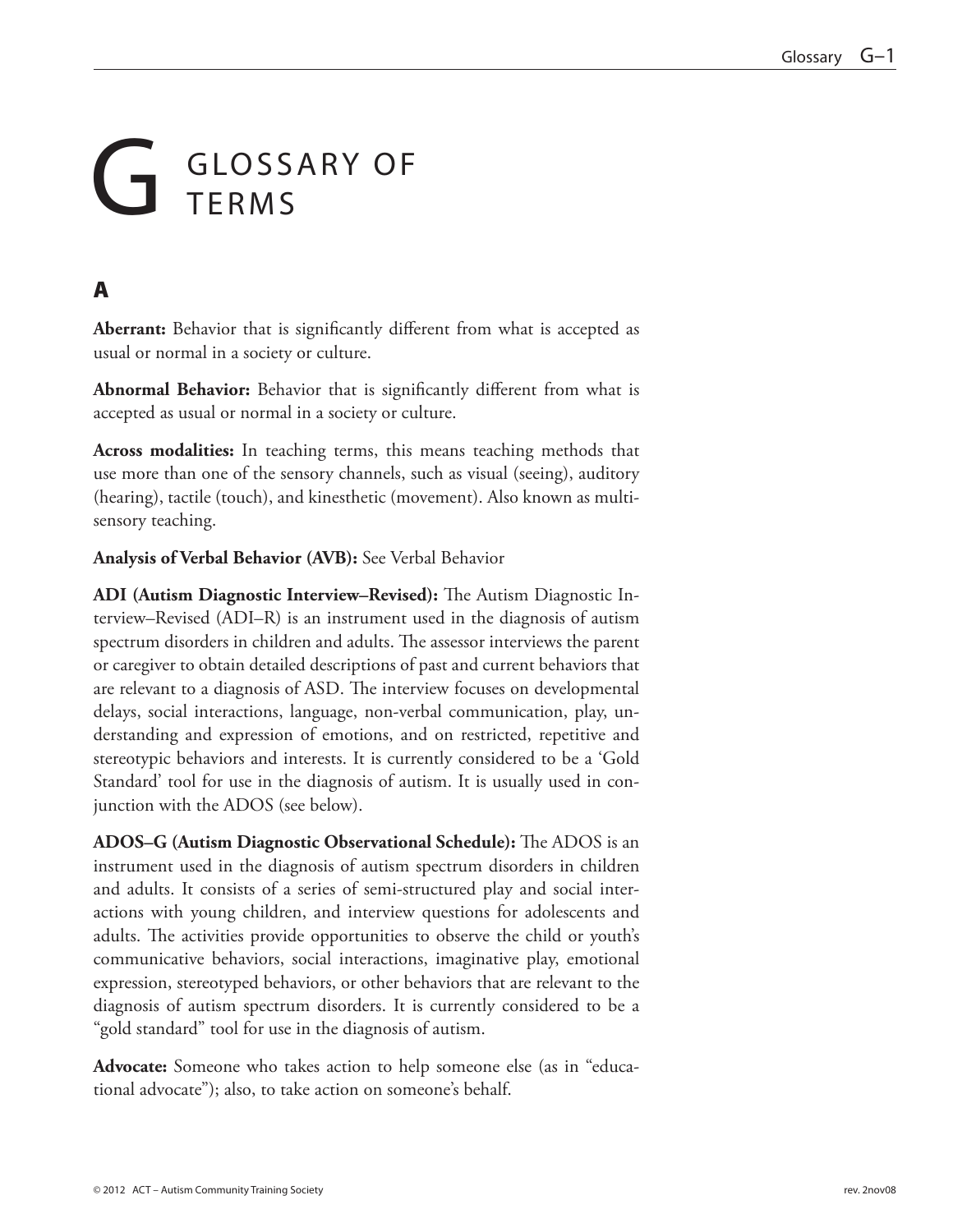# G GLOSSARY OF TERMS

## A

**Aberrant:** Behavior that is significantly different from what is accepted as usual or normal in a society or culture.

**Abnormal Behavior:** Behavior that is significantly different from what is accepted as usual or normal in a society or culture.

**Across modalities:** In teaching terms, this means teaching methods that use more than one of the sensory channels, such as visual (seeing), auditory (hearing), tactile (touch), and kinesthetic (movement). Also known as multi-sensory teaching.

**Analysis of Verbal Behavior (AVB):** See Verbal Behavior

**ADI (Autism Diagnostic Interview–Revised):** The Autism Diagnostic Interview–Revised (ADI–R) is an instrument used in the diagnosis of autism spectrum disorders in children and adults. The assessor interviews the parent or caregiver to obtain detailed descriptions of past and current behaviors that are relevant to a diagnosis of ASD. The interview focuses on developmental delays, social interactions, language, non-verbal communication, play, understanding and expression of emotions, and on restricted, repetitive and stereotypic behaviors and interests. It is currently considered to be a 'Gold Standard' tool for use in the diagnosis of autism. It is usually used in conjunction with the ADOS (see below).

**ADOS–G (Autism Diagnostic Observational Schedule):** The ADOS is an instrument used in the diagnosis of autism spectrum disorders in children and adults. It consists of a series of semi-structured play and social interactions with young children, and interview questions for adolescents and adults. The activities provide opportunities to observe the child or youth's communicative behaviors, social interactions, imaginative play, emotional expression, stereotyped behaviors, or other behaviors that are relevant to the diagnosis of autism spectrum disorders. It is currently considered to be a "gold standard" tool for use in the diagnosis of autism.

**Advocate:** Someone who takes action to help someone else (as in "educational advocate"); also, to take action on someone's behalf.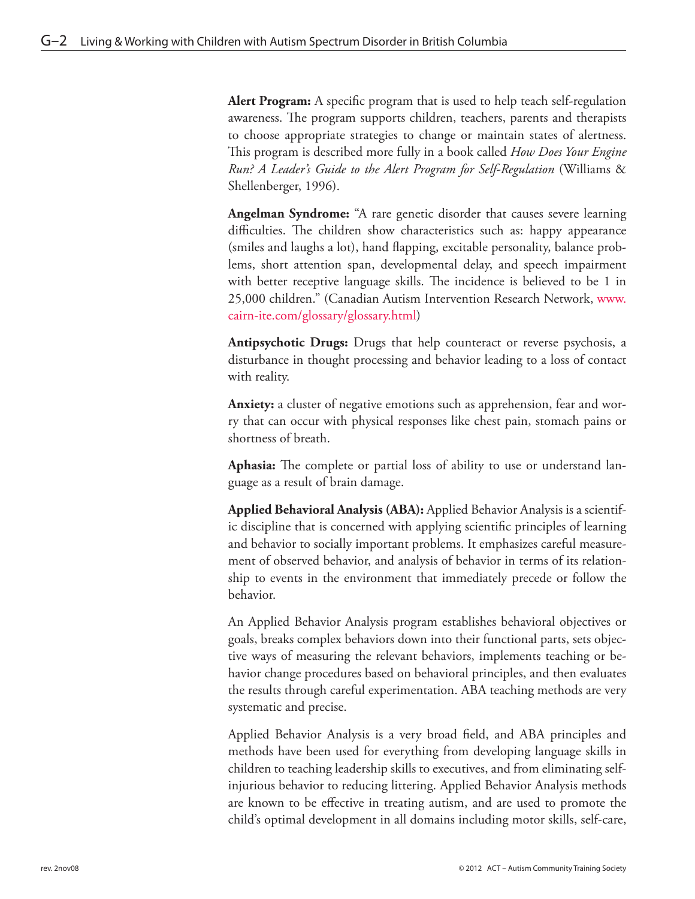**Alert Program:** A specific program that is used to help teach self-regulation awareness. The program supports children, teachers, parents and therapists to choose appropriate strategies to change or maintain states of alertness. This program is described more fully in a book called *How Does Your Engine Run? A Leader's Guide to the Alert Program for Self-Regulation* (Williams & Shellenberger, 1996).

**Angelman Syndrome:** "A rare genetic disorder that causes severe learning difficulties. The children show characteristics such as: happy appearance (smiles and laughs a lot), hand flapping, excitable personality, balance problems, short attention span, developmental delay, and speech impairment with better receptive language skills. The incidence is believed to be 1 in 25,000 children." (Canadian Autism Intervention Research Network, www.cairn-ite.com/glossary/glossary.html)

**Antipsychotic Drugs:** Drugs that help counteract or reverse psychosis, a disturbance in thought processing and behavior leading to a loss of contact with reality.

**Anxiety:** a cluster of negative emotions such as apprehension, fear and worry that can occur with physical responses like chest pain, stomach pains or shortness of breath.

**Aphasia:** The complete or partial loss of ability to use or understand language as a result of brain damage.

**Applied Behavioral Analysis (ABA):** Applied Behavior Analysis is a scientific discipline that is concerned with applying scientific principles of learning and behavior to socially important problems. It emphasizes careful measurement of observed behavior, and analysis of behavior in terms of its relationship to events in the environment that immediately precede or follow the behavior.

An Applied Behavior Analysis program establishes behavioral objectives or goals, breaks complex behaviors down into their functional parts, sets objective ways of measuring the relevant behaviors, implements teaching or behavior change procedures based on behavioral principles, and then evaluates the results through careful experimentation. ABA teaching methods are very systematic and precise.

Applied Behavior Analysis is a very broad field, and ABA principles and methods have been used for everything from developing language skills in children to teaching leadership skills to executives, and from eliminating self-injurious behavior to reducing littering. Applied Behavior Analysis methods are known to be effective in treating autism, and are used to promote the child's optimal development in all domains including motor skills, self-care,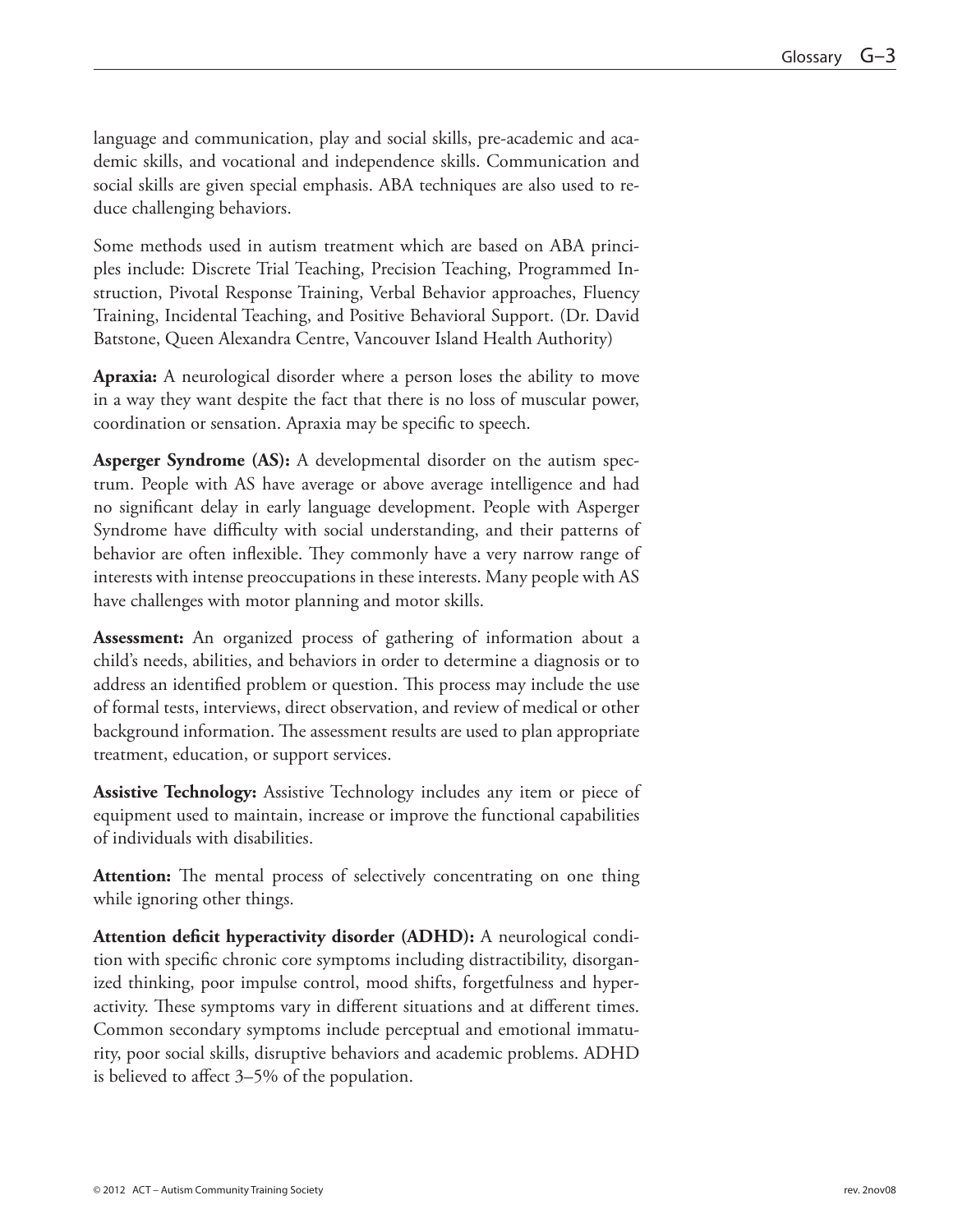language and communication, play and social skills, pre-academic and academic skills, and vocational and independence skills. Communication and social skills are given special emphasis. ABA techniques are also used to reduce challenging behaviors.

Some methods used in autism treatment which are based on ABA principles include: Discrete Trial Teaching, Precision Teaching, Programmed Instruction, Pivotal Response Training, Verbal Behavior approaches, Fluency Training, Incidental Teaching, and Positive Behavioral Support. (Dr. David Batstone, Queen Alexandra Centre, Vancouver Island Health Authority)

**Apraxia:** A neurological disorder where a person loses the ability to move in a way they want despite the fact that there is no loss of muscular power, coordination or sensation. Apraxia may be specific to speech.

**Asperger Syndrome (AS):** A developmental disorder on the autism spectrum. People with AS have average or above average intelligence and had no significant delay in early language development. People with Asperger Syndrome have difficulty with social understanding, and their patterns of behavior are often inflexible. They commonly have a very narrow range of interests with intense preoccupations in these interests. Many people with AS have challenges with motor planning and motor skills.

**Assessment:** An organized process of gathering of information about a child's needs, abilities, and behaviors in order to determine a diagnosis or to address an identified problem or question. This process may include the use of formal tests, interviews, direct observation, and review of medical or other background information. The assessment results are used to plan appropriate treatment, education, or support services.

**Assistive Technology:** Assistive Technology includes any item or piece of equipment used to maintain, increase or improve the functional capabilities of individuals with disabilities.

**Attention:** The mental process of selectively concentrating on one thing while ignoring other things.

**Attention deficit hyperactivity disorder (ADHD):** A neurological condition with specific chronic core symptoms including distractibility, disorganized thinking, poor impulse control, mood shifts, forgetfulness and hyperactivity. These symptoms vary in different situations and at different times. Common secondary symptoms include perceptual and emotional immaturity, poor social skills, disruptive behaviors and academic problems. ADHD is believed to affect 3–5% of the population.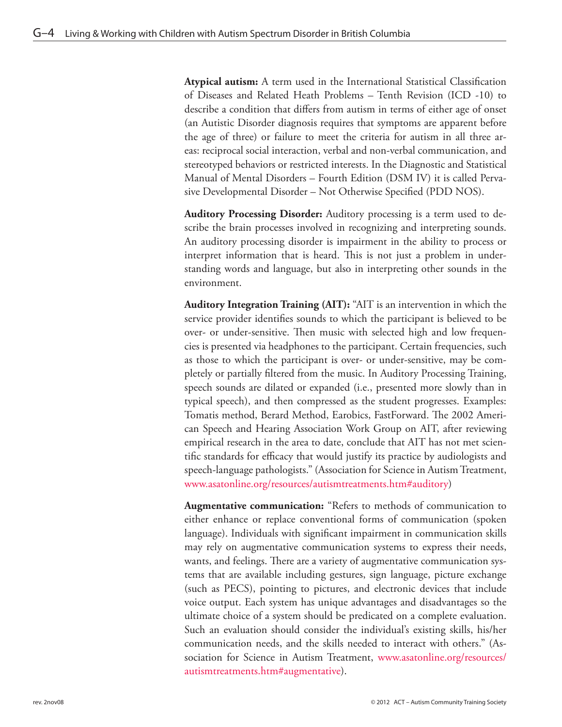**Atypical autism:** A term used in the International Statistical Classification of Diseases and Related Heath Problems – Tenth Revision (ICD -10) to describe a condition that differs from autism in terms of either age of onset (an Autistic Disorder diagnosis requires that symptoms are apparent before the age of three) or failure to meet the criteria for autism in all three areas: reciprocal social interaction, verbal and non-verbal communication, and stereotyped behaviors or restricted interests. In the Diagnostic and Statistical Manual of Mental Disorders – Fourth Edition (DSM IV) it is called Pervasive Developmental Disorder – Not Otherwise Specified (PDD NOS).

**Auditory Processing Disorder:** Auditory processing is a term used to describe the brain processes involved in recognizing and interpreting sounds. An auditory processing disorder is impairment in the ability to process or interpret information that is heard. This is not just a problem in understanding words and language, but also in interpreting other sounds in the environment.

**Auditory Integration Training (AIT):** "AIT is an intervention in which the service provider identifies sounds to which the participant is believed to be over- or under-sensitive. Then music with selected high and low frequencies is presented via headphones to the participant. Certain frequencies, such as those to which the participant is over- or under-sensitive, may be completely or partially filtered from the music. In Auditory Processing Training, speech sounds are dilated or expanded (i.e., presented more slowly than in typical speech), and then compressed as the student progresses. Examples: Tomatis method, Berard Method, Earobics, FastForward. The 2002 American Speech and Hearing Association Work Group on AIT, after reviewing empirical research in the area to date, conclude that AIT has not met scientific standards for efficacy that would justify its practice by audiologists and speech-language pathologists." (Association for Science in Autism Treatment, www.asatonline.org/resources/autismtreatments.htm#auditory)

**Augmentative communication:** "Refers to methods of communication to either enhance or replace conventional forms of communication (spoken language). Individuals with significant impairment in communication skills may rely on augmentative communication systems to express their needs, wants, and feelings. There are a variety of augmentative communication systems that are available including gestures, sign language, picture exchange (such as PECS), pointing to pictures, and electronic devices that include voice output. Each system has unique advantages and disadvantages so the ultimate choice of a system should be predicated on a complete evaluation. Such an evaluation should consider the individual's existing skills, his/her communication needs, and the skills needed to interact with others." (Association for Science in Autism Treatment, www.asatonline.org/resources/autismtreatments.htm#augmentative).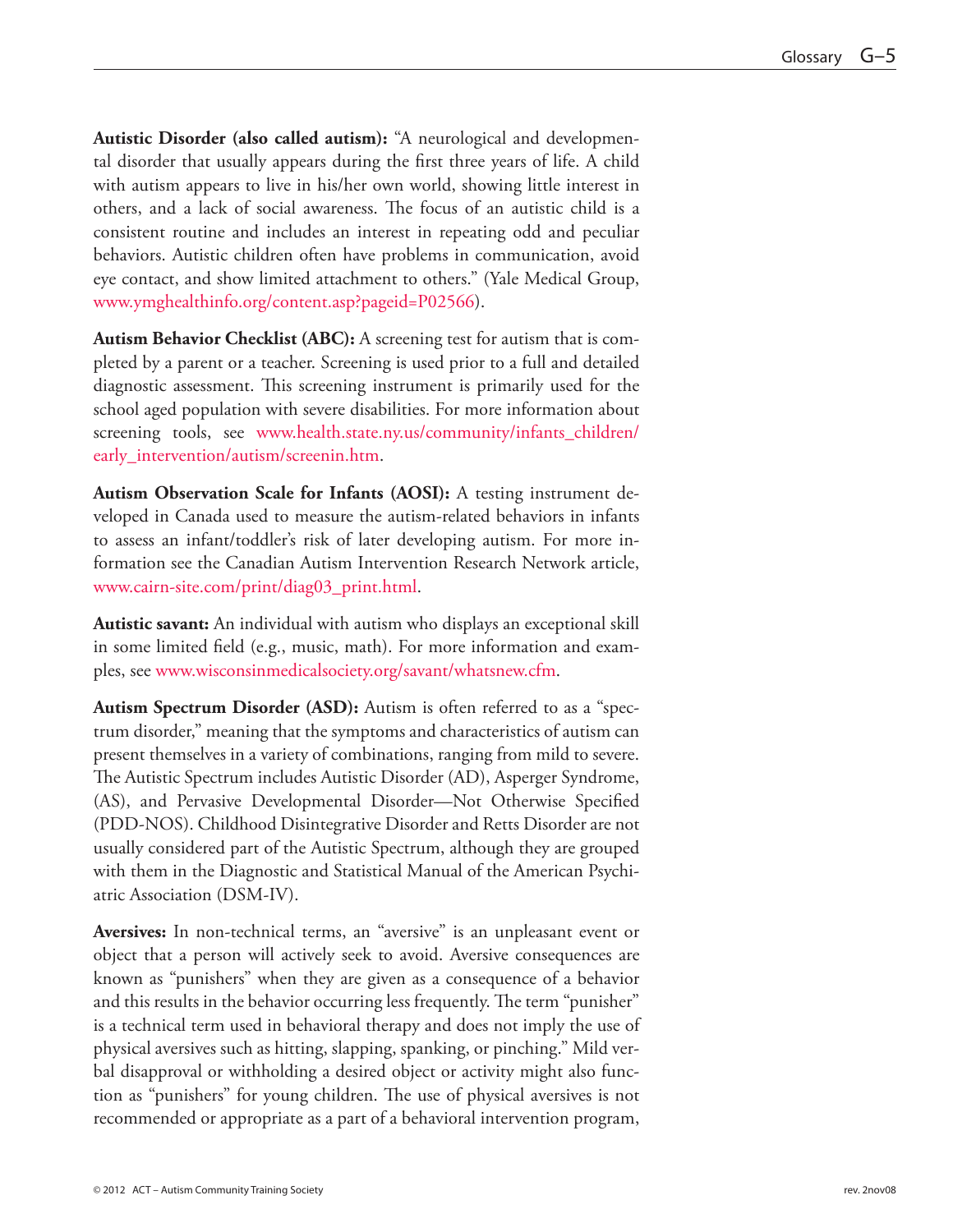**Autistic Disorder (also called autism):** "A neurological and developmental disorder that usually appears during the first three years of life. A child with autism appears to live in his/her own world, showing little interest in others, and a lack of social awareness. The focus of an autistic child is a consistent routine and includes an interest in repeating odd and peculiar behaviors. Autistic children often have problems in communication, avoid eye contact, and show limited attachment to others." (Yale Medical Group, www.ymghealthinfo.org/content.asp?pageid=P02566).

**Autism Behavior Checklist (ABC):** A screening test for autism that is completed by a parent or a teacher. Screening is used prior to a full and detailed diagnostic assessment. This screening instrument is primarily used for the school aged population with severe disabilities. For more information about screening tools, see www.health.state.ny.us/community/infants_children/early_intervention/autism/screenin.htm.

**Autism Observation Scale for Infants (AOSI):** A testing instrument developed in Canada used to measure the autism-related behaviors in infants to assess an infant/toddler's risk of later developing autism. For more information see the Canadian Autism Intervention Research Network article, www.cairn-site.com/print/diag03_print.html.

**Autistic savant:** An individual with autism who displays an exceptional skill in some limited field (e.g., music, math). For more information and examples, see www.wisconsinmedicalsociety.org/savant/whatsnew.cfm.

**Autism Spectrum Disorder (ASD):** Autism is often referred to as a "spectrum disorder," meaning that the symptoms and characteristics of autism can present themselves in a variety of combinations, ranging from mild to severe. The Autistic Spectrum includes Autistic Disorder (AD), Asperger Syndrome, (AS), and Pervasive Developmental Disorder—Not Otherwise Specified (PDD-NOS). Childhood Disintegrative Disorder and Retts Disorder are not usually considered part of the Autistic Spectrum, although they are grouped with them in the Diagnostic and Statistical Manual of the American Psychiatric Association (DSM-IV).

**Aversives:** In non-technical terms, an "aversive" is an unpleasant event or object that a person will actively seek to avoid. Aversive consequences are known as "punishers" when they are given as a consequence of a behavior and this results in the behavior occurring less frequently. The term "punisher" is a technical term used in behavioral therapy and does not imply the use of physical aversives such as hitting, slapping, spanking, or pinching." Mild verbal disapproval or withholding a desired object or activity might also function as "punishers" for young children. The use of physical aversives is not recommended or appropriate as a part of a behavioral intervention program,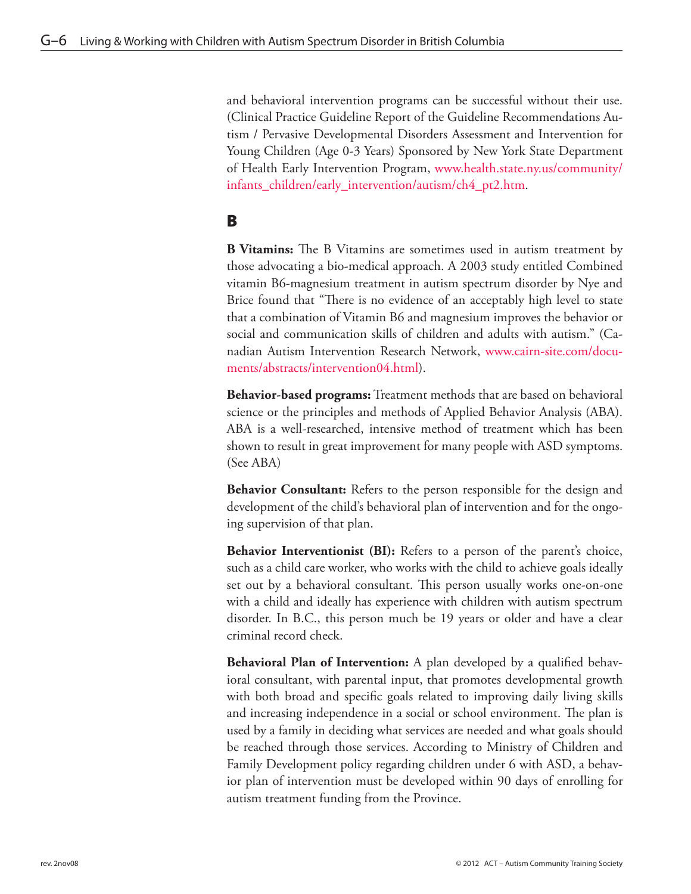and behavioral intervention programs can be successful without their use. (Clinical Practice Guideline Report of the Guideline Recommendations Autism / Pervasive Developmental Disorders Assessment and Intervention for Young Children (Age 0-3 Years) Sponsored by New York State Department of Health Early Intervention Program, www.health.state.ny.us/community/infants_children/early_intervention/autism/ch4_pt2.htm.

## B

**B Vitamins:** The B Vitamins are sometimes used in autism treatment by those advocating a bio-medical approach. A 2003 study entitled Combined vitamin B6-magnesium treatment in autism spectrum disorder by Nye and Brice found that "There is no evidence of an acceptably high level to state that a combination of Vitamin B6 and magnesium improves the behavior or social and communication skills of children and adults with autism." (Canadian Autism Intervention Research Network, www.cairn-site.com/documents/abstracts/intervention04.html).

**Behavior-based programs:** Treatment methods that are based on behavioral science or the principles and methods of Applied Behavior Analysis (ABA). ABA is a well-researched, intensive method of treatment which has been shown to result in great improvement for many people with ASD symptoms. (See ABA)

**Behavior Consultant:** Refers to the person responsible for the design and development of the child's behavioral plan of intervention and for the ongoing supervision of that plan.

**Behavior Interventionist (BI):** Refers to a person of the parent's choice, such as a child care worker, who works with the child to achieve goals ideally set out by a behavioral consultant. This person usually works one-on-one with a child and ideally has experience with children with autism spectrum disorder. In B.C., this person much be 19 years or older and have a clear criminal record check.

**Behavioral Plan of Intervention:** A plan developed by a qualified behavioral consultant, with parental input, that promotes developmental growth with both broad and specific goals related to improving daily living skills and increasing independence in a social or school environment. The plan is used by a family in deciding what services are needed and what goals should be reached through those services. According to Ministry of Children and Family Development policy regarding children under 6 with ASD, a behavior plan of intervention must be developed within 90 days of enrolling for autism treatment funding from the Province.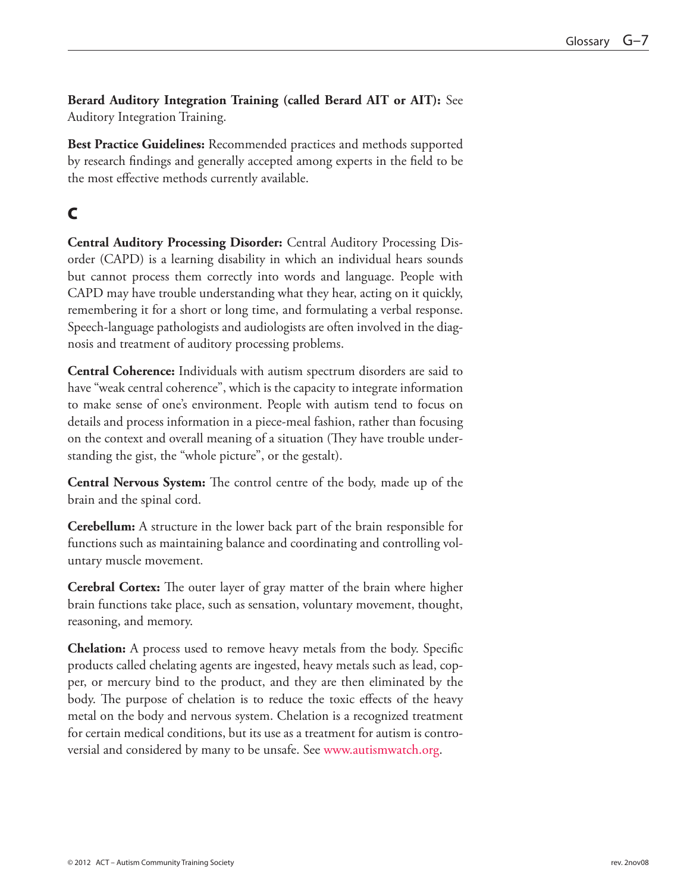**Berard Auditory Integration Training (called Berard AIT or AIT):** See Auditory Integration Training.

**Best Practice Guidelines:** Recommended practices and methods supported by research findings and generally accepted among experts in the field to be the most effective methods currently available.

## C

**Central Auditory Processing Disorder:** Central Auditory Processing Disorder (CAPD) is a learning disability in which an individual hears sounds but cannot process them correctly into words and language. People with CAPD may have trouble understanding what they hear, acting on it quickly, remembering it for a short or long time, and formulating a verbal response. Speech-language pathologists and audiologists are often involved in the diagnosis and treatment of auditory processing problems.

**Central Coherence:** Individuals with autism spectrum disorders are said to have "weak central coherence", which is the capacity to integrate information to make sense of one's environment. People with autism tend to focus on details and process information in a piece-meal fashion, rather than focusing on the context and overall meaning of a situation (They have trouble understanding the gist, the "whole picture", or the gestalt).

**Central Nervous System:** The control centre of the body, made up of the brain and the spinal cord.

**Cerebellum:** A structure in the lower back part of the brain responsible for functions such as maintaining balance and coordinating and controlling voluntary muscle movement.

**Cerebral Cortex:** The outer layer of gray matter of the brain where higher brain functions take place, such as sensation, voluntary movement, thought, reasoning, and memory.

**Chelation:** A process used to remove heavy metals from the body. Specific products called chelating agents are ingested, heavy metals such as lead, copper, or mercury bind to the product, and they are then eliminated by the body. The purpose of chelation is to reduce the toxic effects of the heavy metal on the body and nervous system. Chelation is a recognized treatment for certain medical conditions, but its use as a treatment for autism is controversial and considered by many to be unsafe. See www.autismwatch.org.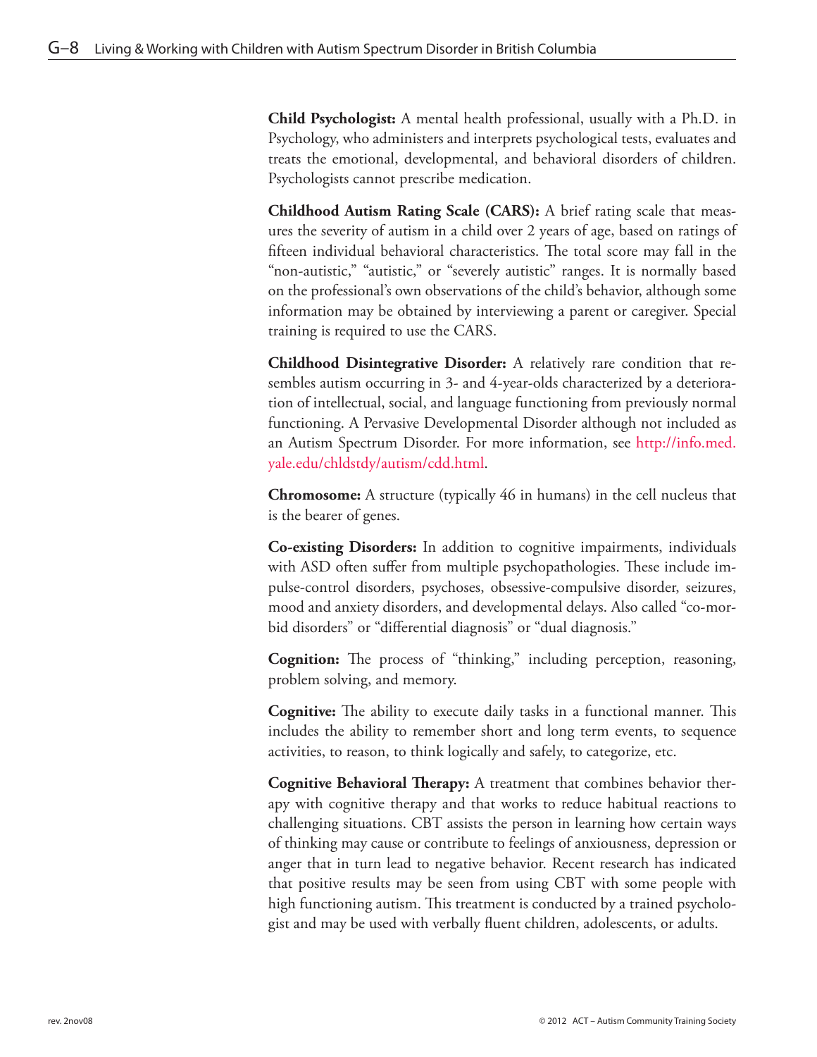**Child Psychologist:** A mental health professional, usually with a Ph.D. in Psychology, who administers and interprets psychological tests, evaluates and treats the emotional, developmental, and behavioral disorders of children. Psychologists cannot prescribe medication.

**Childhood Autism Rating Scale (CARS):** A brief rating scale that measures the severity of autism in a child over 2 years of age, based on ratings of fifteen individual behavioral characteristics. The total score may fall in the "non-autistic," "autistic," or "severely autistic" ranges. It is normally based on the professional's own observations of the child's behavior, although some information may be obtained by interviewing a parent or caregiver. Special training is required to use the CARS.

**Childhood Disintegrative Disorder:** A relatively rare condition that resembles autism occurring in 3- and 4-year-olds characterized by a deterioration of intellectual, social, and language functioning from previously normal functioning. A Pervasive Developmental Disorder although not included as an Autism Spectrum Disorder. For more information, see http://info.med.yale.edu/chldstdy/autism/cdd.html.

**Chromosome:** A structure (typically 46 in humans) in the cell nucleus that is the bearer of genes.

**Co-existing Disorders:** In addition to cognitive impairments, individuals with ASD often suffer from multiple psychopathologies. These include impulse-control disorders, psychoses, obsessive-compulsive disorder, seizures, mood and anxiety disorders, and developmental delays. Also called "co-morbid disorders" or "differential diagnosis" or "dual diagnosis."

**Cognition:** The process of "thinking," including perception, reasoning, problem solving, and memory.

**Cognitive:** The ability to execute daily tasks in a functional manner. This includes the ability to remember short and long term events, to sequence activities, to reason, to think logically and safely, to categorize, etc.

**Cognitive Behavioral Therapy:** A treatment that combines behavior therapy with cognitive therapy and that works to reduce habitual reactions to challenging situations. CBT assists the person in learning how certain ways of thinking may cause or contribute to feelings of anxiousness, depression or anger that in turn lead to negative behavior. Recent research has indicated that positive results may be seen from using CBT with some people with high functioning autism. This treatment is conducted by a trained psychologist and may be used with verbally fluent children, adolescents, or adults.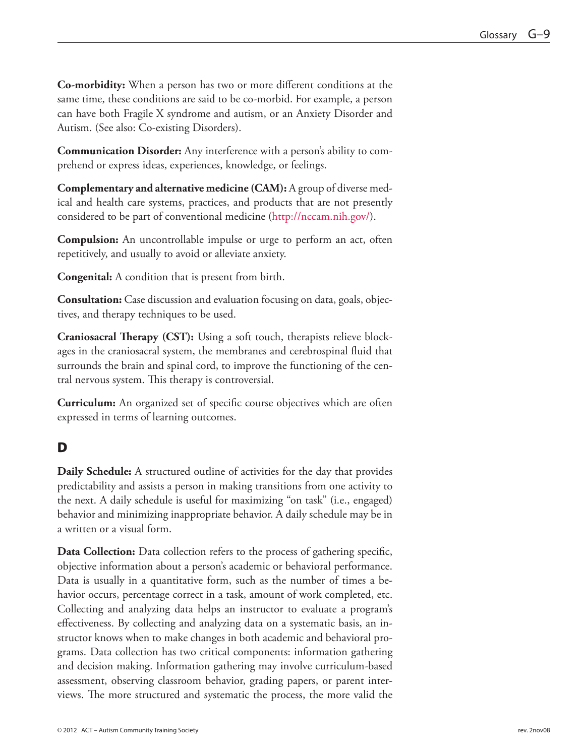**Co-morbidity:** When a person has two or more different conditions at the same time, these conditions are said to be co-morbid. For example, a person can have both Fragile X syndrome and autism, or an Anxiety Disorder and Autism. (See also: Co-existing Disorders).

**Communication Disorder:** Any interference with a person's ability to comprehend or express ideas, experiences, knowledge, or feelings.

**Complementary and alternative medicine (CAM):** A group of diverse medical and health care systems, practices, and products that are not presently considered to be part of conventional medicine (http://nccam.nih.gov/).

**Compulsion:** An uncontrollable impulse or urge to perform an act, often repetitively, and usually to avoid or alleviate anxiety.

**Congenital:** A condition that is present from birth.

**Consultation:** Case discussion and evaluation focusing on data, goals, objectives, and therapy techniques to be used.

**Craniosacral Therapy (CST):** Using a soft touch, therapists relieve blockages in the craniosacral system, the membranes and cerebrospinal fluid that surrounds the brain and spinal cord, to improve the functioning of the central nervous system. This therapy is controversial.

**Curriculum:** An organized set of specific course objectives which are often expressed in terms of learning outcomes.

## D

**Daily Schedule:** A structured outline of activities for the day that provides predictability and assists a person in making transitions from one activity to the next. A daily schedule is useful for maximizing "on task" (i.e., engaged) behavior and minimizing inappropriate behavior. A daily schedule may be in a written or a visual form.

**Data Collection:** Data collection refers to the process of gathering specific, objective information about a person's academic or behavioral performance. Data is usually in a quantitative form, such as the number of times a behavior occurs, percentage correct in a task, amount of work completed, etc. Collecting and analyzing data helps an instructor to evaluate a program's effectiveness. By collecting and analyzing data on a systematic basis, an instructor knows when to make changes in both academic and behavioral programs. Data collection has two critical components: information gathering and decision making. Information gathering may involve curriculum-based assessment, observing classroom behavior, grading papers, or parent interviews. The more structured and systematic the process, the more valid the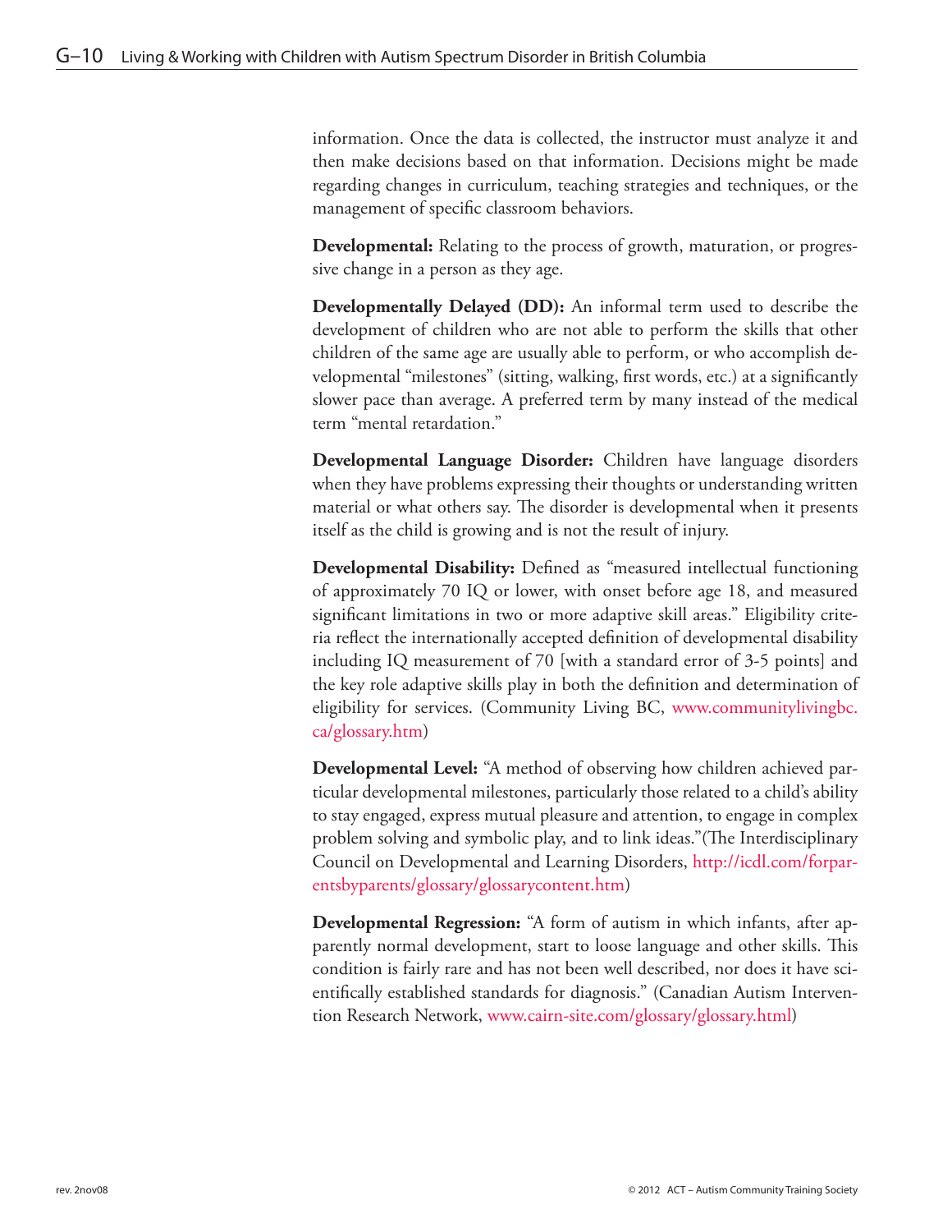information. Once the data is collected, the instructor must analyze it and then make decisions based on that information. Decisions might be made regarding changes in curriculum, teaching strategies and techniques, or the management of specific classroom behaviors.

**Developmental:** Relating to the process of growth, maturation, or progressive change in a person as they age.

**Developmentally Delayed (DD):** An informal term used to describe the development of children who are not able to perform the skills that other children of the same age are usually able to perform, or who accomplish developmental "milestones" (sitting, walking, first words, etc.) at a significantly slower pace than average. A preferred term by many instead of the medical term "mental retardation."

**Developmental Language Disorder:** Children have language disorders when they have problems expressing their thoughts or understanding written material or what others say. The disorder is developmental when it presents itself as the child is growing and is not the result of injury.

**Developmental Disability:** Defined as "measured intellectual functioning of approximately 70 IQ or lower, with onset before age 18, and measured significant limitations in two or more adaptive skill areas." Eligibility criteria reflect the internationally accepted definition of developmental disability including IQ measurement of 70 [with a standard error of 3-5 points] and the key role adaptive skills play in both the definition and determination of eligibility for services. (Community Living BC, www.communitylivingbc.ca/glossary.htm)

**Developmental Level:** "A method of observing how children achieved particular developmental milestones, particularly those related to a child's ability to stay engaged, express mutual pleasure and attention, to engage in complex problem solving and symbolic play, and to link ideas."(The Interdisciplinary Council on Developmental and Learning Disorders, http://icdl.com/forparentsbyparents/glossary/glossarycontent.htm)

**Developmental Regression:** "A form of autism in which infants, after apparently normal development, start to loose language and other skills. This condition is fairly rare and has not been well described, nor does it have scientifically established standards for diagnosis." (Canadian Autism Intervention Research Network, www.cairn-site.com/glossary/glossary.html)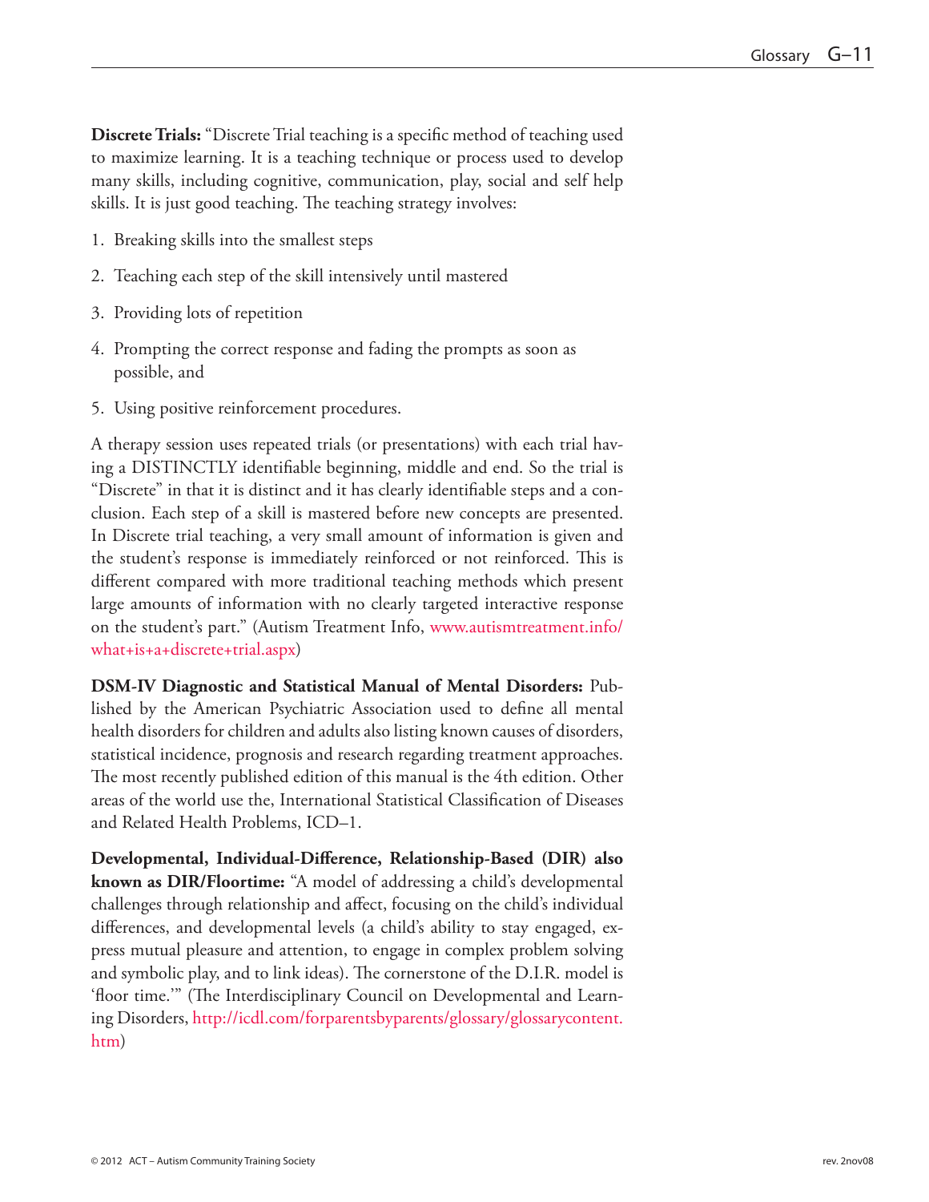**Discrete Trials:** "Discrete Trial teaching is a specific method of teaching used to maximize learning. It is a teaching technique or process used to develop many skills, including cognitive, communication, play, social and self help skills. It is just good teaching. The teaching strategy involves:

1. Breaking skills into the smallest steps
2. Teaching each step of the skill intensively until mastered
3. Providing lots of repetition
4. Prompting the correct response and fading the prompts as soon as possible, and
5. Using positive reinforcement procedures.

A therapy session uses repeated trials (or presentations) with each trial having a DISTINCTLY identifiable beginning, middle and end. So the trial is "Discrete" in that it is distinct and it has clearly identifiable steps and a conclusion. Each step of a skill is mastered before new concepts are presented. In Discrete trial teaching, a very small amount of information is given and the student's response is immediately reinforced or not reinforced. This is different compared with more traditional teaching methods which present large amounts of information with no clearly targeted interactive response on the student's part." (Autism Treatment Info, www.autismtreatment.info/what+is+a+discrete+trial.aspx)

**DSM-IV Diagnostic and Statistical Manual of Mental Disorders:** Published by the American Psychiatric Association used to define all mental health disorders for children and adults also listing known causes of disorders, statistical incidence, prognosis and research regarding treatment approaches. The most recently published edition of this manual is the 4th edition. Other areas of the world use the, International Statistical Classification of Diseases and Related Health Problems, ICD–1.

**Developmental, Individual-Difference, Relationship-Based (DIR) also known as DIR/Floortime:** "A model of addressing a child's developmental challenges through relationship and affect, focusing on the child's individual differences, and developmental levels (a child's ability to stay engaged, express mutual pleasure and attention, to engage in complex problem solving and symbolic play, and to link ideas). The cornerstone of the D.I.R. model is 'floor time.'" (The Interdisciplinary Council on Developmental and Learning Disorders, http://icdl.com/forparentsbyparents/glossary/glossarycontent.htm)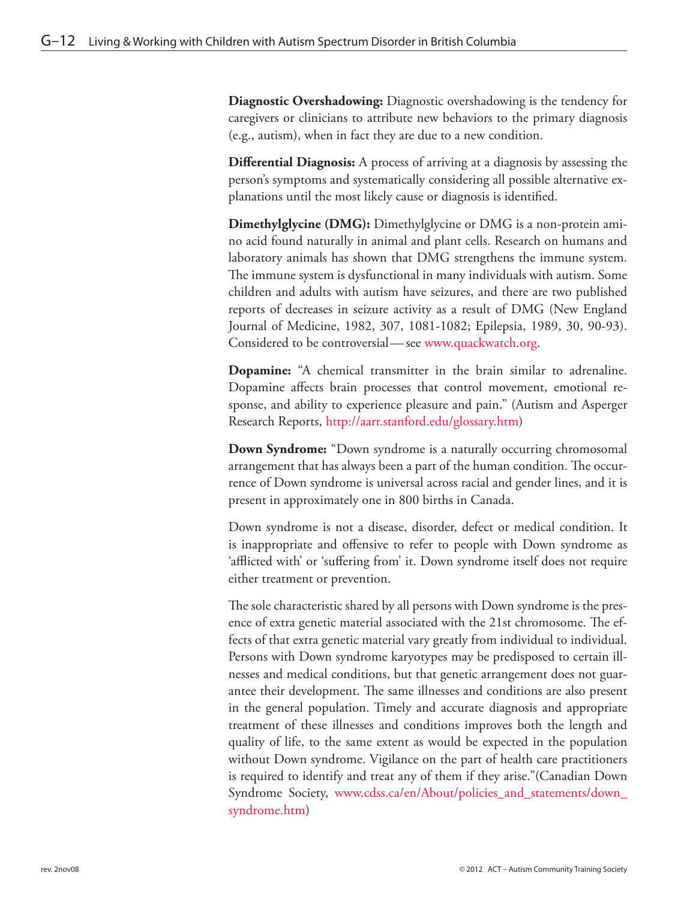**Diagnostic Overshadowing:** Diagnostic overshadowing is the tendency for caregivers or clinicians to attribute new behaviors to the primary diagnosis (e.g., autism), when in fact they are due to a new condition.

**Differential Diagnosis:** A process of arriving at a diagnosis by assessing the person's symptoms and systematically considering all possible alternative explanations until the most likely cause or diagnosis is identified.

**Dimethylglycine (DMG):** Dimethylglycine or DMG is a non-protein amino acid found naturally in animal and plant cells. Research on humans and laboratory animals has shown that DMG strengthens the immune system. The immune system is dysfunctional in many individuals with autism. Some children and adults with autism have seizures, and there are two published reports of decreases in seizure activity as a result of DMG (New England Journal of Medicine, 1982, 307, 1081-1082; Epilepsia, 1989, 30, 90-93). Considered to be controversial — see www.quackwatch.org.

**Dopamine:** "A chemical transmitter in the brain similar to adrenaline. Dopamine affects brain processes that control movement, emotional response, and ability to experience pleasure and pain." (Autism and Asperger Research Reports, http://aarr.stanford.edu/glossary.htm)

**Down Syndrome:** "Down syndrome is a naturally occurring chromosomal arrangement that has always been a part of the human condition. The occurrence of Down syndrome is universal across racial and gender lines, and it is present in approximately one in 800 births in Canada.

Down syndrome is not a disease, disorder, defect or medical condition. It is inappropriate and offensive to refer to people with Down syndrome as 'afflicted with' or 'suffering from' it. Down syndrome itself does not require either treatment or prevention.

The sole characteristic shared by all persons with Down syndrome is the presence of extra genetic material associated with the 21st chromosome. The effects of that extra genetic material vary greatly from individual to individual. Persons with Down syndrome karyotypes may be predisposed to certain illnesses and medical conditions, but that genetic arrangement does not guarantee their development. The same illnesses and conditions are also present in the general population. Timely and accurate diagnosis and appropriate treatment of these illnesses and conditions improves both the length and quality of life, to the same extent as would be expected in the population without Down syndrome. Vigilance on the part of health care practitioners is required to identify and treat any of them if they arise."(Canadian Down Syndrome Society, www.cdss.ca/en/About/policies_and_statements/down_syndrome.htm)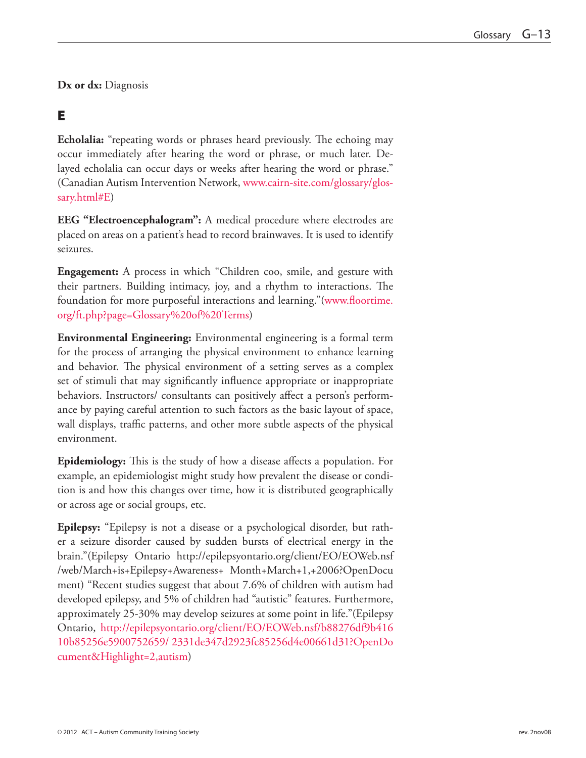**Dx or dx:** Diagnosis

## E

**Echolalia:** "repeating words or phrases heard previously. The echoing may occur immediately after hearing the word or phrase, or much later. Delayed echolalia can occur days or weeks after hearing the word or phrase." (Canadian Autism Intervention Network, www.cairn-site.com/glossary/glossary.html#E)

**EEG "Electroencephalogram":** A medical procedure where electrodes are placed on areas on a patient's head to record brainwaves. It is used to identify seizures.

**Engagement:** A process in which "Children coo, smile, and gesture with their partners. Building intimacy, joy, and a rhythm to interactions. The foundation for more purposeful interactions and learning."(www.floortime.org/ft.php?page=Glossary%20of%20Terms)

**Environmental Engineering:** Environmental engineering is a formal term for the process of arranging the physical environment to enhance learning and behavior. The physical environment of a setting serves as a complex set of stimuli that may significantly influence appropriate or inappropriate behaviors. Instructors/ consultants can positively affect a person's performance by paying careful attention to such factors as the basic layout of space, wall displays, traffic patterns, and other more subtle aspects of the physical environment.

**Epidemiology:** This is the study of how a disease affects a population. For example, an epidemiologist might study how prevalent the disease or condition is and how this changes over time, how it is distributed geographically or across age or social groups, etc.

**Epilepsy:** "Epilepsy is not a disease or a psychological disorder, but rather a seizure disorder caused by sudden bursts of electrical energy in the brain."(Epilepsy Ontario http://epilepsyontario.org/client/EO/EOWeb.nsf/web/March+is+Epilepsy+Awareness+ Month+March+1,+2006?OpenDocument) "Recent studies suggest that about 7.6% of children with autism had developed epilepsy, and 5% of children had "autistic" features. Furthermore, approximately 25-30% may develop seizures at some point in life."(Epilepsy Ontario, http://epilepsyontario.org/client/EO/EOWeb.nsf/b88276df9b41610b85256e5900752659/ 2331de347d2923fc85256d4e00661d31?OpenDocument&Highlight=2,autism)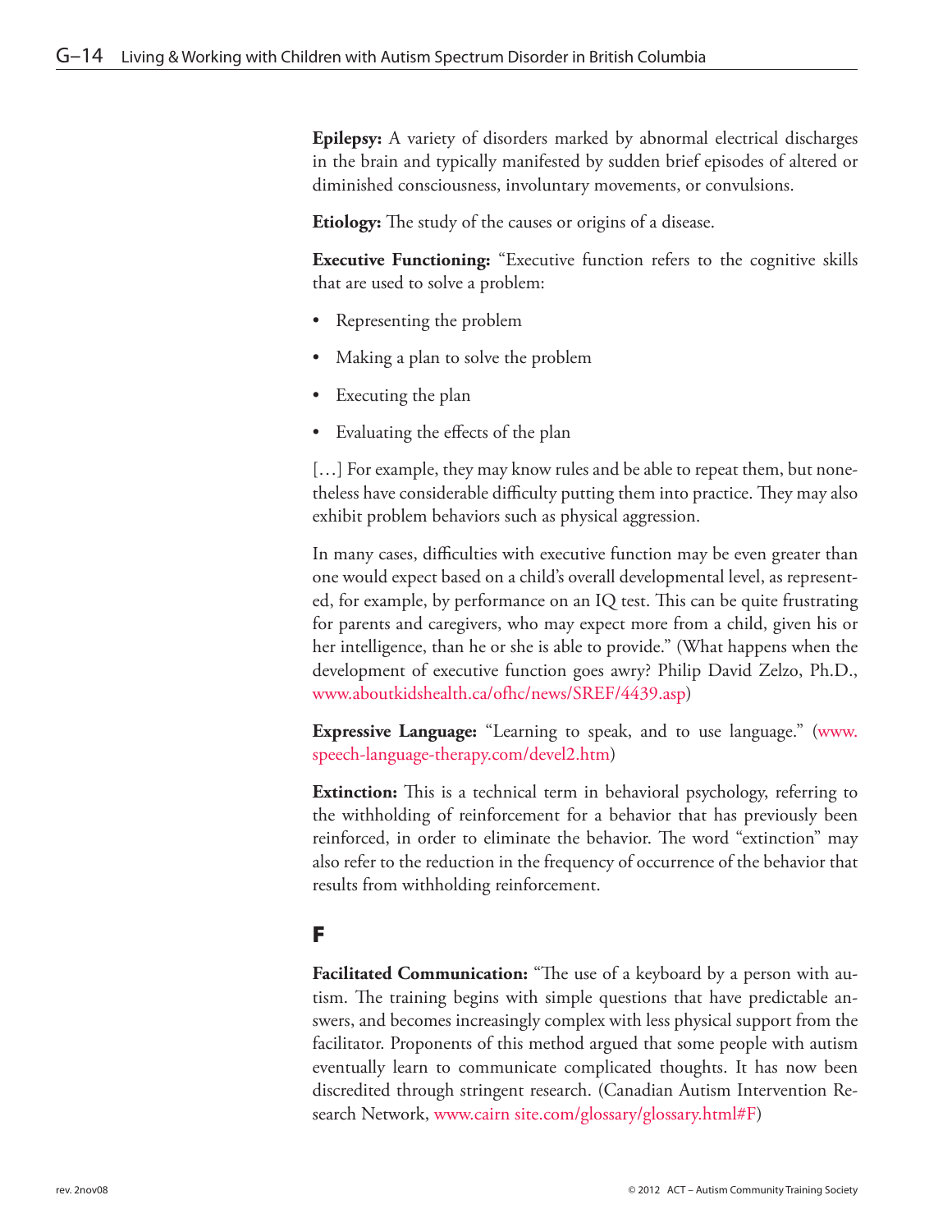**Epilepsy:** A variety of disorders marked by abnormal electrical discharges in the brain and typically manifested by sudden brief episodes of altered or diminished consciousness, involuntary movements, or convulsions.

**Etiology:** The study of the causes or origins of a disease.

**Executive Functioning:** "Executive function refers to the cognitive skills that are used to solve a problem:

- Representing the problem
- Making a plan to solve the problem
- Executing the plan
- Evaluating the effects of the plan

[…] For example, they may know rules and be able to repeat them, but nonetheless have considerable difficulty putting them into practice. They may also exhibit problem behaviors such as physical aggression.

In many cases, difficulties with executive function may be even greater than one would expect based on a child's overall developmental level, as represented, for example, by performance on an IQ test. This can be quite frustrating for parents and caregivers, who may expect more from a child, given his or her intelligence, than he or she is able to provide." (What happens when the development of executive function goes awry? Philip David Zelzo, Ph.D., www.aboutkidshealth.ca/ofhc/news/SREF/4439.asp)

**Expressive Language:** "Learning to speak, and to use language." (www.speech-language-therapy.com/devel2.htm)

**Extinction:** This is a technical term in behavioral psychology, referring to the withholding of reinforcement for a behavior that has previously been reinforced, in order to eliminate the behavior. The word "extinction" may also refer to the reduction in the frequency of occurrence of the behavior that results from withholding reinforcement.

## F

**Facilitated Communication:** "The use of a keyboard by a person with autism. The training begins with simple questions that have predictable answers, and becomes increasingly complex with less physical support from the facilitator. Proponents of this method argued that some people with autism eventually learn to communicate complicated thoughts. It has now been discredited through stringent research. (Canadian Autism Intervention Research Network, www.cairn site.com/glossary/glossary.html#F)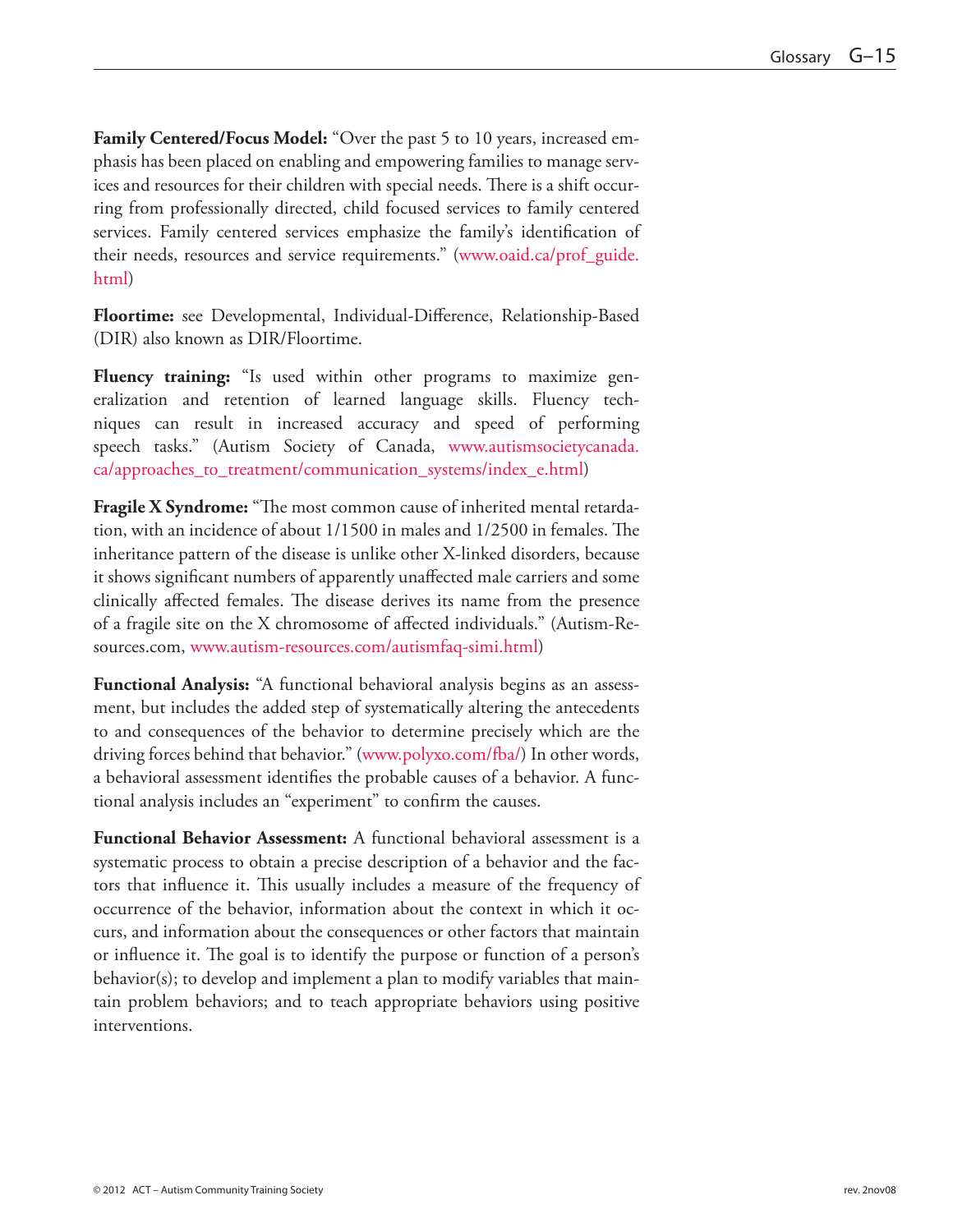**Family Centered/Focus Model:** "Over the past 5 to 10 years, increased emphasis has been placed on enabling and empowering families to manage services and resources for their children with special needs. There is a shift occurring from professionally directed, child focused services to family centered services. Family centered services emphasize the family's identification of their needs, resources and service requirements." (www.oaid.ca/prof_guide.html)

**Floortime:** see Developmental, Individual-Difference, Relationship-Based (DIR) also known as DIR/Floortime.

**Fluency training:** "Is used within other programs to maximize generalization and retention of learned language skills. Fluency techniques can result in increased accuracy and speed of performing speech tasks." (Autism Society of Canada, www.autismsocietycanada.ca/approaches_to_treatment/communication_systems/index_e.html)

**Fragile X Syndrome:** "The most common cause of inherited mental retardation, with an incidence of about 1/1500 in males and 1/2500 in females. The inheritance pattern of the disease is unlike other X-linked disorders, because it shows significant numbers of apparently unaffected male carriers and some clinically affected females. The disease derives its name from the presence of a fragile site on the X chromosome of affected individuals." (Autism-Resources.com, www.autism-resources.com/autismfaq-simi.html)

**Functional Analysis:** "A functional behavioral analysis begins as an assessment, but includes the added step of systematically altering the antecedents to and consequences of the behavior to determine precisely which are the driving forces behind that behavior." (www.polyxo.com/fba/) In other words, a behavioral assessment identifies the probable causes of a behavior. A functional analysis includes an "experiment" to confirm the causes.

**Functional Behavior Assessment:** A functional behavioral assessment is a systematic process to obtain a precise description of a behavior and the factors that influence it. This usually includes a measure of the frequency of occurrence of the behavior, information about the context in which it occurs, and information about the consequences or other factors that maintain or influence it. The goal is to identify the purpose or function of a person's behavior(s); to develop and implement a plan to modify variables that maintain problem behaviors; and to teach appropriate behaviors using positive interventions.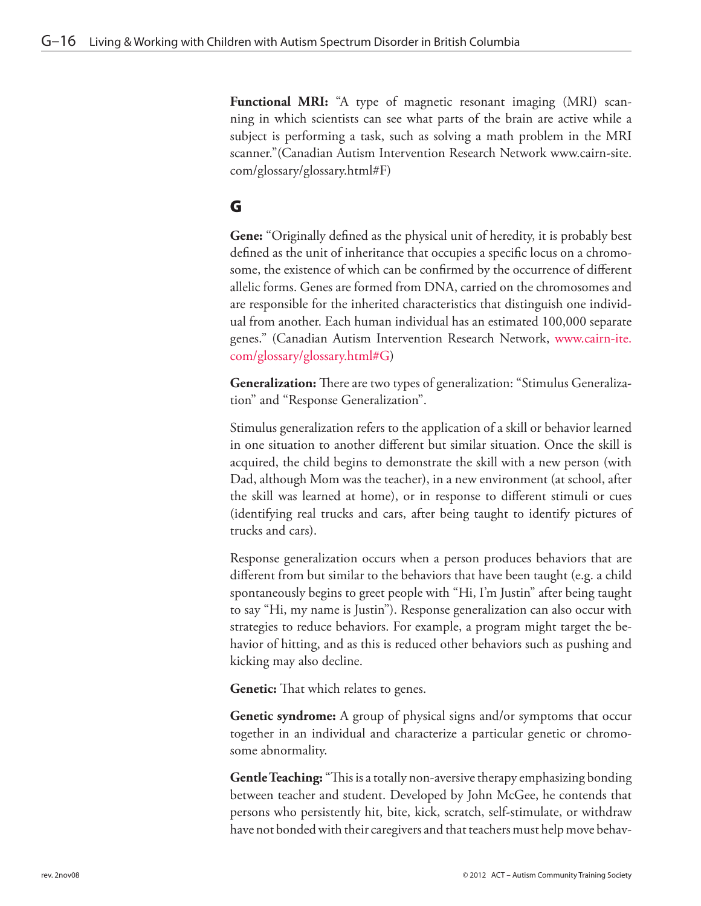**Functional MRI:** "A type of magnetic resonant imaging (MRI) scanning in which scientists can see what parts of the brain are active while a subject is performing a task, such as solving a math problem in the MRI scanner."(Canadian Autism Intervention Research Network www.cairn-site.com/glossary/glossary.html#F)

## G

**Gene:** "Originally defined as the physical unit of heredity, it is probably best defined as the unit of inheritance that occupies a specific locus on a chromosome, the existence of which can be confirmed by the occurrence of different allelic forms. Genes are formed from DNA, carried on the chromosomes and are responsible for the inherited characteristics that distinguish one individual from another. Each human individual has an estimated 100,000 separate genes." (Canadian Autism Intervention Research Network, www.cairn-ite.com/glossary/glossary.html#G)

**Generalization:** There are two types of generalization: "Stimulus Generalization" and "Response Generalization".

Stimulus generalization refers to the application of a skill or behavior learned in one situation to another different but similar situation. Once the skill is acquired, the child begins to demonstrate the skill with a new person (with Dad, although Mom was the teacher), in a new environment (at school, after the skill was learned at home), or in response to different stimuli or cues (identifying real trucks and cars, after being taught to identify pictures of trucks and cars).

Response generalization occurs when a person produces behaviors that are different from but similar to the behaviors that have been taught (e.g. a child spontaneously begins to greet people with "Hi, I'm Justin" after being taught to say "Hi, my name is Justin"). Response generalization can also occur with strategies to reduce behaviors. For example, a program might target the behavior of hitting, and as this is reduced other behaviors such as pushing and kicking may also decline.

**Genetic:** That which relates to genes.

**Genetic syndrome:** A group of physical signs and/or symptoms that occur together in an individual and characterize a particular genetic or chromosome abnormality.

**Gentle Teaching:** "This is a totally non-aversive therapy emphasizing bonding between teacher and student. Developed by John McGee, he contends that persons who persistently hit, bite, kick, scratch, self-stimulate, or withdraw have not bonded with their caregivers and that teachers must help move behav-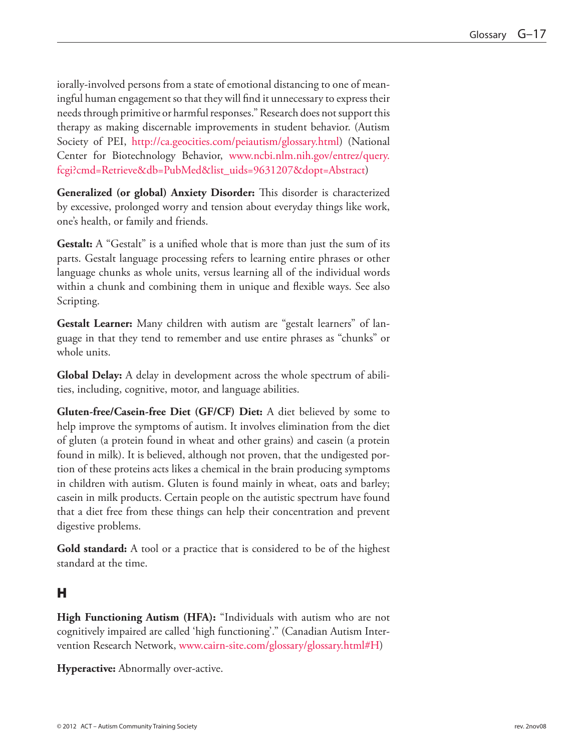iorally-involved persons from a state of emotional distancing to one of meaningful human engagement so that they will find it unnecessary to express their needs through primitive or harmful responses." Research does not support this therapy as making discernable improvements in student behavior. (Autism Society of PEI, http://ca.geocities.com/peiautism/glossary.html) (National Center for Biotechnology Behavior, www.ncbi.nlm.nih.gov/entrez/query.fcgi?cmd=Retrieve&db=PubMed&list_uids=9631207&dopt=Abstract)

**Generalized (or global) Anxiety Disorder:** This disorder is characterized by excessive, prolonged worry and tension about everyday things like work, one's health, or family and friends.

**Gestalt:** A "Gestalt" is a unified whole that is more than just the sum of its parts. Gestalt language processing refers to learning entire phrases or other language chunks as whole units, versus learning all of the individual words within a chunk and combining them in unique and flexible ways. See also Scripting.

**Gestalt Learner:** Many children with autism are "gestalt learners" of language in that they tend to remember and use entire phrases as "chunks" or whole units.

**Global Delay:** A delay in development across the whole spectrum of abilities, including, cognitive, motor, and language abilities.

**Gluten-free/Casein-free Diet (GF/CF) Diet:** A diet believed by some to help improve the symptoms of autism. It involves elimination from the diet of gluten (a protein found in wheat and other grains) and casein (a protein found in milk). It is believed, although not proven, that the undigested portion of these proteins acts likes a chemical in the brain producing symptoms in children with autism. Gluten is found mainly in wheat, oats and barley; casein in milk products. Certain people on the autistic spectrum have found that a diet free from these things can help their concentration and prevent digestive problems.

**Gold standard:** A tool or a practice that is considered to be of the highest standard at the time.

## H

**High Functioning Autism (HFA):** "Individuals with autism who are not cognitively impaired are called 'high functioning'." (Canadian Autism Intervention Research Network, www.cairn-site.com/glossary/glossary.html#H)

**Hyperactive:** Abnormally over-active.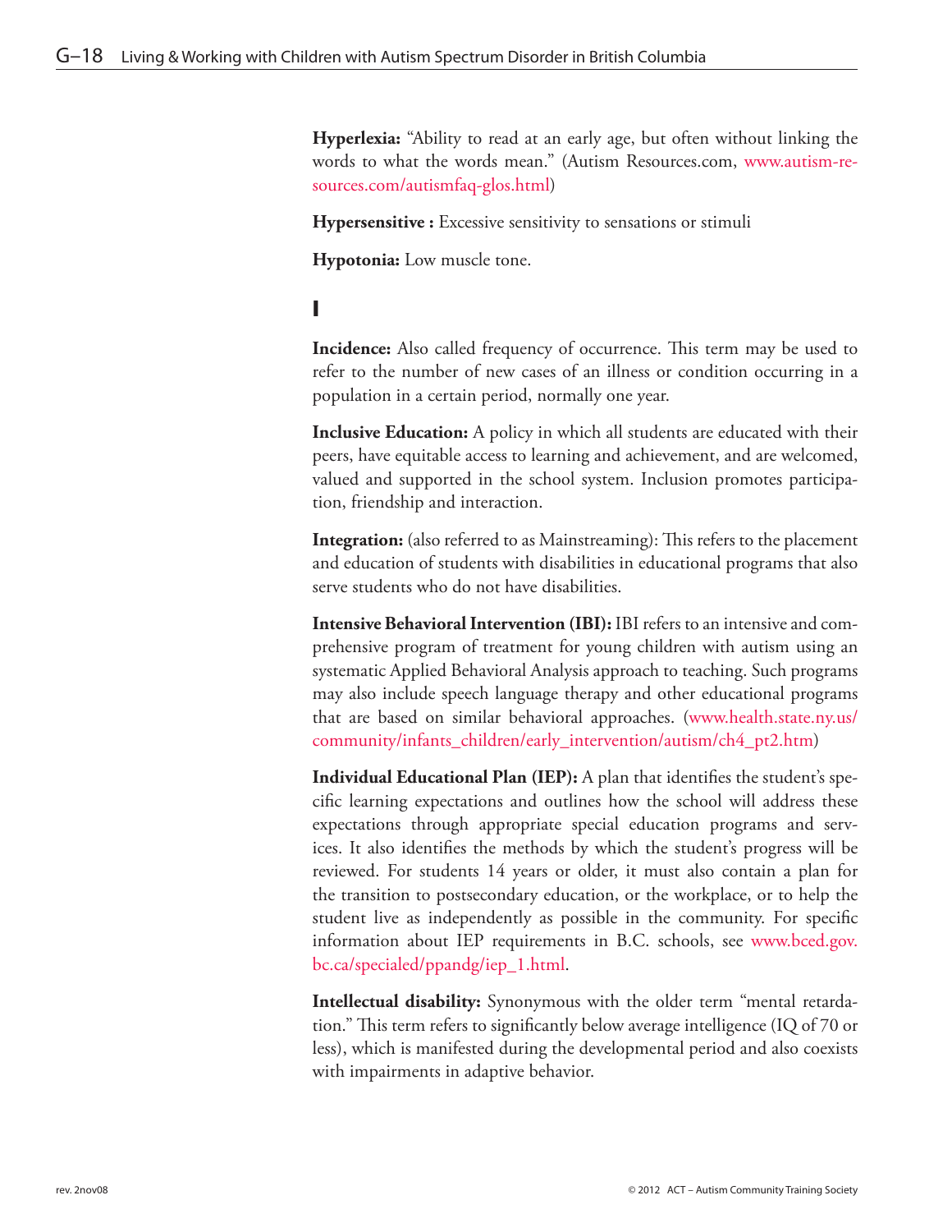**Hyperlexia:** "Ability to read at an early age, but often without linking the words to what the words mean." (Autism Resources.com, www.autism-resources.com/autismfaq-glos.html)

**Hypersensitive :** Excessive sensitivity to sensations or stimuli

**Hypotonia:** Low muscle tone.

## I

**Incidence:** Also called frequency of occurrence. This term may be used to refer to the number of new cases of an illness or condition occurring in a population in a certain period, normally one year.

**Inclusive Education:** A policy in which all students are educated with their peers, have equitable access to learning and achievement, and are welcomed, valued and supported in the school system. Inclusion promotes participation, friendship and interaction.

**Integration:** (also referred to as Mainstreaming): This refers to the placement and education of students with disabilities in educational programs that also serve students who do not have disabilities.

**Intensive Behavioral Intervention (IBI):** IBI refers to an intensive and comprehensive program of treatment for young children with autism using an systematic Applied Behavioral Analysis approach to teaching. Such programs may also include speech language therapy and other educational programs that are based on similar behavioral approaches. (www.health.state.ny.us/community/infants_children/early_intervention/autism/ch4_pt2.htm)

**Individual Educational Plan (IEP):** A plan that identifies the student's specific learning expectations and outlines how the school will address these expectations through appropriate special education programs and services. It also identifies the methods by which the student's progress will be reviewed. For students 14 years or older, it must also contain a plan for the transition to postsecondary education, or the workplace, or to help the student live as independently as possible in the community. For specific information about IEP requirements in B.C. schools, see www.bced.gov.bc.ca/specialed/ppandg/iep_1.html.

**Intellectual disability:** Synonymous with the older term "mental retardation." This term refers to significantly below average intelligence (IQ of 70 or less), which is manifested during the developmental period and also coexists with impairments in adaptive behavior.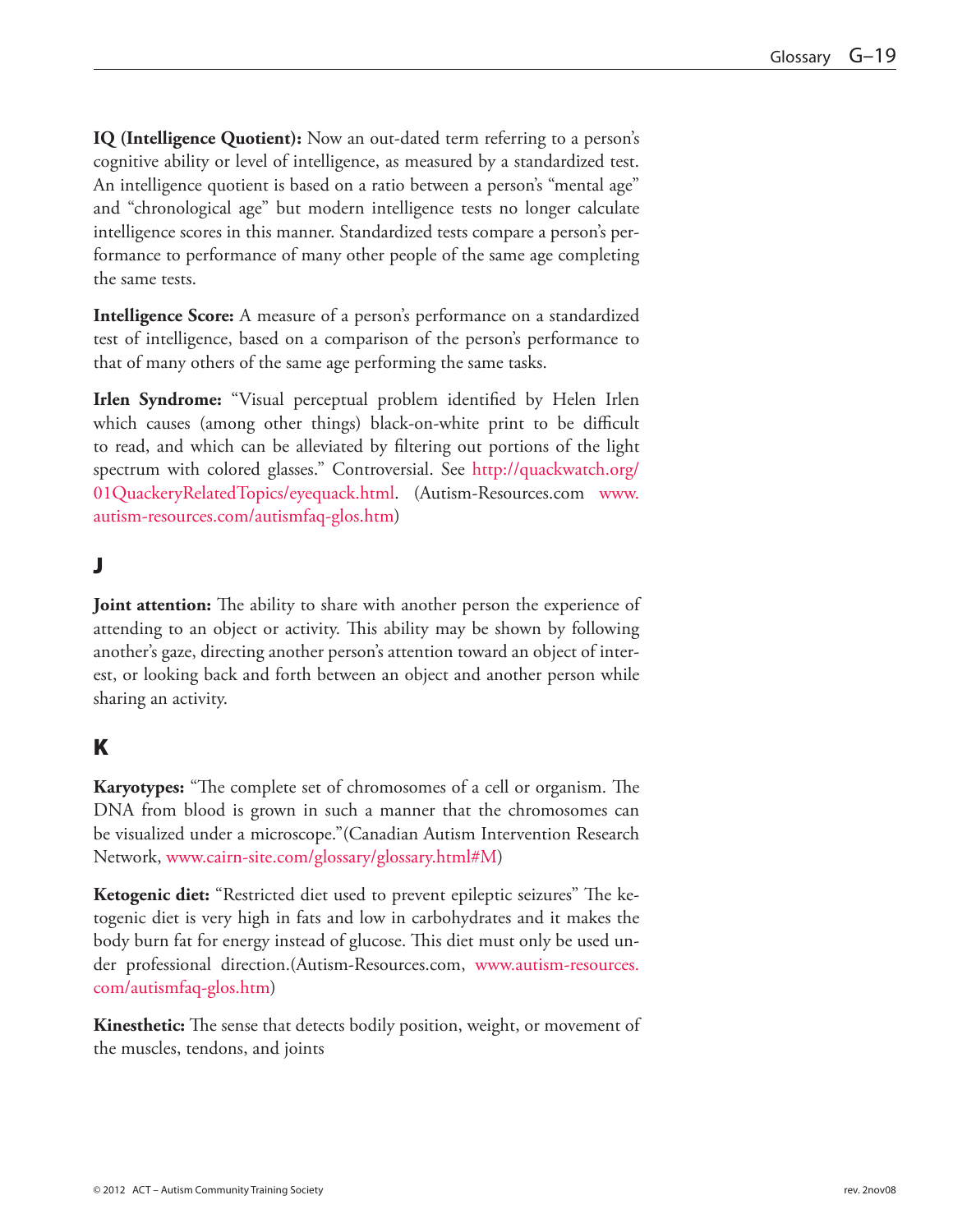**IQ (Intelligence Quotient):** Now an out-dated term referring to a person's cognitive ability or level of intelligence, as measured by a standardized test. An intelligence quotient is based on a ratio between a person's "mental age" and "chronological age" but modern intelligence tests no longer calculate intelligence scores in this manner. Standardized tests compare a person's performance to performance of many other people of the same age completing the same tests.

**Intelligence Score:** A measure of a person's performance on a standardized test of intelligence, based on a comparison of the person's performance to that of many others of the same age performing the same tasks.

**Irlen Syndrome:** "Visual perceptual problem identified by Helen Irlen which causes (among other things) black-on-white print to be difficult to read, and which can be alleviated by filtering out portions of the light spectrum with colored glasses." Controversial. See http://quackwatch.org/01QuackeryRelatedTopics/eyequack.html. (Autism-Resources.com www.autism-resources.com/autismfaq-glos.htm)

## J

**Joint attention:** The ability to share with another person the experience of attending to an object or activity. This ability may be shown by following another's gaze, directing another person's attention toward an object of interest, or looking back and forth between an object and another person while sharing an activity.

## K

**Karyotypes:** "The complete set of chromosomes of a cell or organism. The DNA from blood is grown in such a manner that the chromosomes can be visualized under a microscope."(Canadian Autism Intervention Research Network, www.cairn-site.com/glossary/glossary.html#M)

**Ketogenic diet:** "Restricted diet used to prevent epileptic seizures" The ketogenic diet is very high in fats and low in carbohydrates and it makes the body burn fat for energy instead of glucose. This diet must only be used under professional direction.(Autism-Resources.com, www.autism-resources.com/autismfaq-glos.htm)

**Kinesthetic:** The sense that detects bodily position, weight, or movement of the muscles, tendons, and joints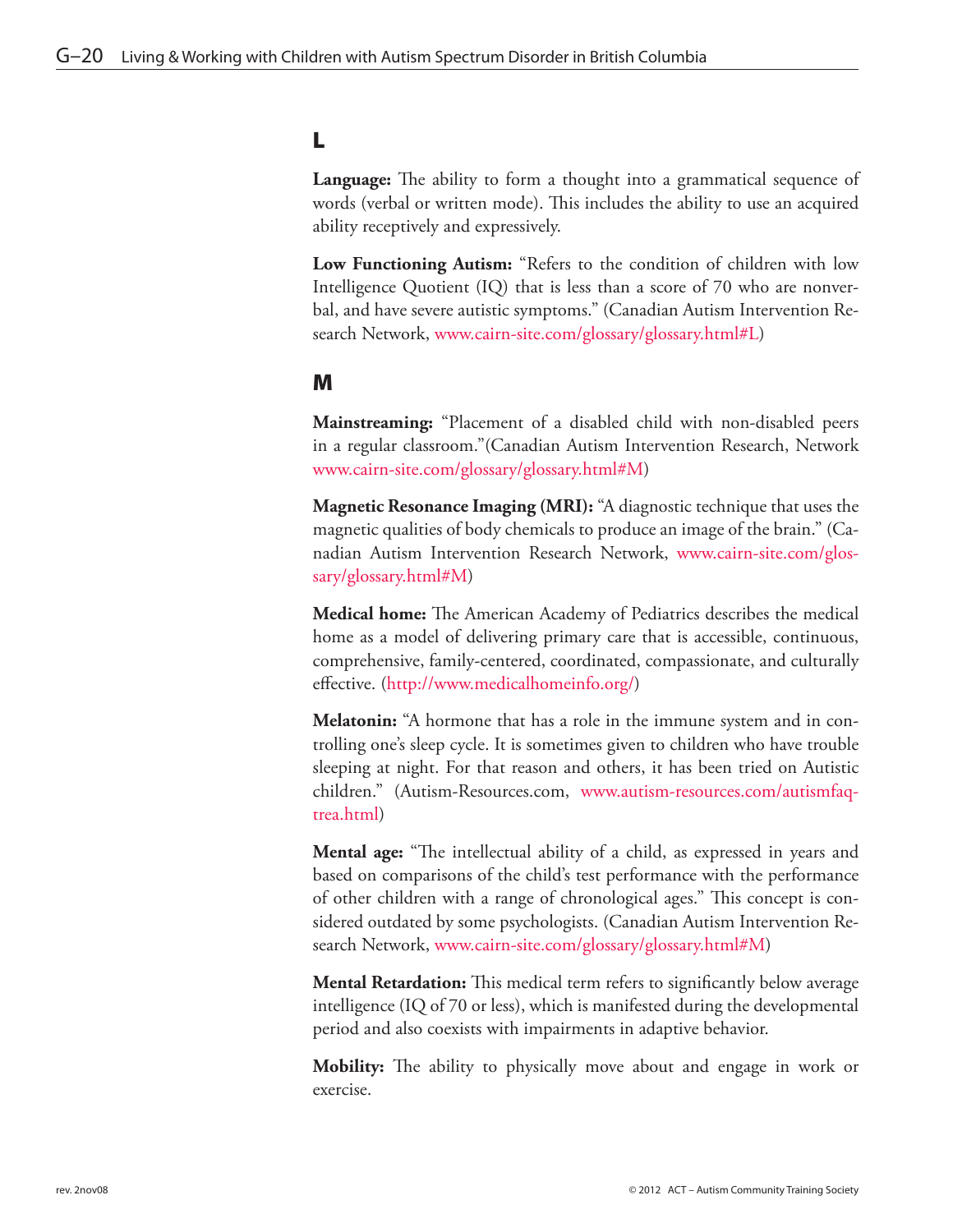## L

**Language:** The ability to form a thought into a grammatical sequence of words (verbal or written mode). This includes the ability to use an acquired ability receptively and expressively.

**Low Functioning Autism:** "Refers to the condition of children with low Intelligence Quotient (IQ) that is less than a score of 70 who are nonverbal, and have severe autistic symptoms." (Canadian Autism Intervention Research Network, www.cairn-site.com/glossary/glossary.html#L)

## M

**Mainstreaming:** "Placement of a disabled child with non-disabled peers in a regular classroom."(Canadian Autism Intervention Research, Network www.cairn-site.com/glossary/glossary.html#M)

**Magnetic Resonance Imaging (MRI):** "A diagnostic technique that uses the magnetic qualities of body chemicals to produce an image of the brain." (Canadian Autism Intervention Research Network, www.cairn-site.com/glossary/glossary.html#M)

**Medical home:** The American Academy of Pediatrics describes the medical home as a model of delivering primary care that is accessible, continuous, comprehensive, family-centered, coordinated, compassionate, and culturally effective. (http://www.medicalhomeinfo.org/)

**Melatonin:** "A hormone that has a role in the immune system and in controlling one's sleep cycle. It is sometimes given to children who have trouble sleeping at night. For that reason and others, it has been tried on Autistic children." (Autism-Resources.com, www.autism-resources.com/autismfaq-trea.html)

**Mental age:** "The intellectual ability of a child, as expressed in years and based on comparisons of the child's test performance with the performance of other children with a range of chronological ages." This concept is considered outdated by some psychologists. (Canadian Autism Intervention Research Network, www.cairn-site.com/glossary/glossary.html#M)

**Mental Retardation:** This medical term refers to significantly below average intelligence (IQ of 70 or less), which is manifested during the developmental period and also coexists with impairments in adaptive behavior.

**Mobility:** The ability to physically move about and engage in work or exercise.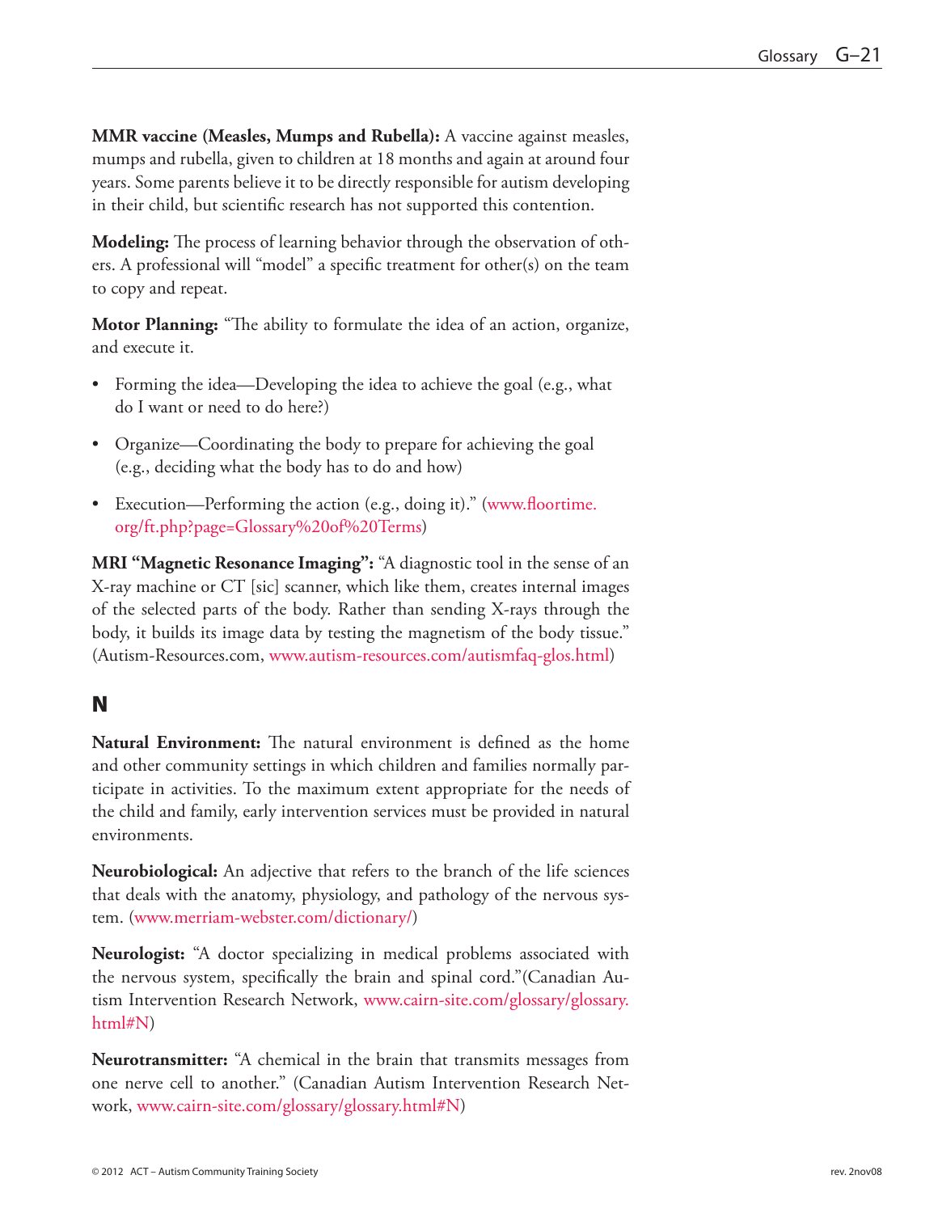**MMR vaccine (Measles, Mumps and Rubella):** A vaccine against measles, mumps and rubella, given to children at 18 months and again at around four years. Some parents believe it to be directly responsible for autism developing in their child, but scientific research has not supported this contention.

**Modeling:** The process of learning behavior through the observation of others. A professional will "model" a specific treatment for other(s) on the team to copy and repeat.

**Motor Planning:** "The ability to formulate the idea of an action, organize, and execute it.

- Forming the idea—Developing the idea to achieve the goal (e.g., what do I want or need to do here?)
- Organize—Coordinating the body to prepare for achieving the goal (e.g., deciding what the body has to do and how)
- Execution—Performing the action (e.g., doing it)." (www.floortime.org/ft.php?page=Glossary%20of%20Terms)

**MRI "Magnetic Resonance Imaging":** "A diagnostic tool in the sense of an X-ray machine or CT [sic] scanner, which like them, creates internal images of the selected parts of the body. Rather than sending X-rays through the body, it builds its image data by testing the magnetism of the body tissue." (Autism-Resources.com, www.autism-resources.com/autismfaq-glos.html)

## N

**Natural Environment:** The natural environment is defined as the home and other community settings in which children and families normally participate in activities. To the maximum extent appropriate for the needs of the child and family, early intervention services must be provided in natural environments.

**Neurobiological:** An adjective that refers to the branch of the life sciences that deals with the anatomy, physiology, and pathology of the nervous system. (www.merriam-webster.com/dictionary/)

**Neurologist:** "A doctor specializing in medical problems associated with the nervous system, specifically the brain and spinal cord."(Canadian Autism Intervention Research Network, www.cairn-site.com/glossary/glossary.html#N)

**Neurotransmitter:** "A chemical in the brain that transmits messages from one nerve cell to another." (Canadian Autism Intervention Research Network, www.cairn-site.com/glossary/glossary.html#N)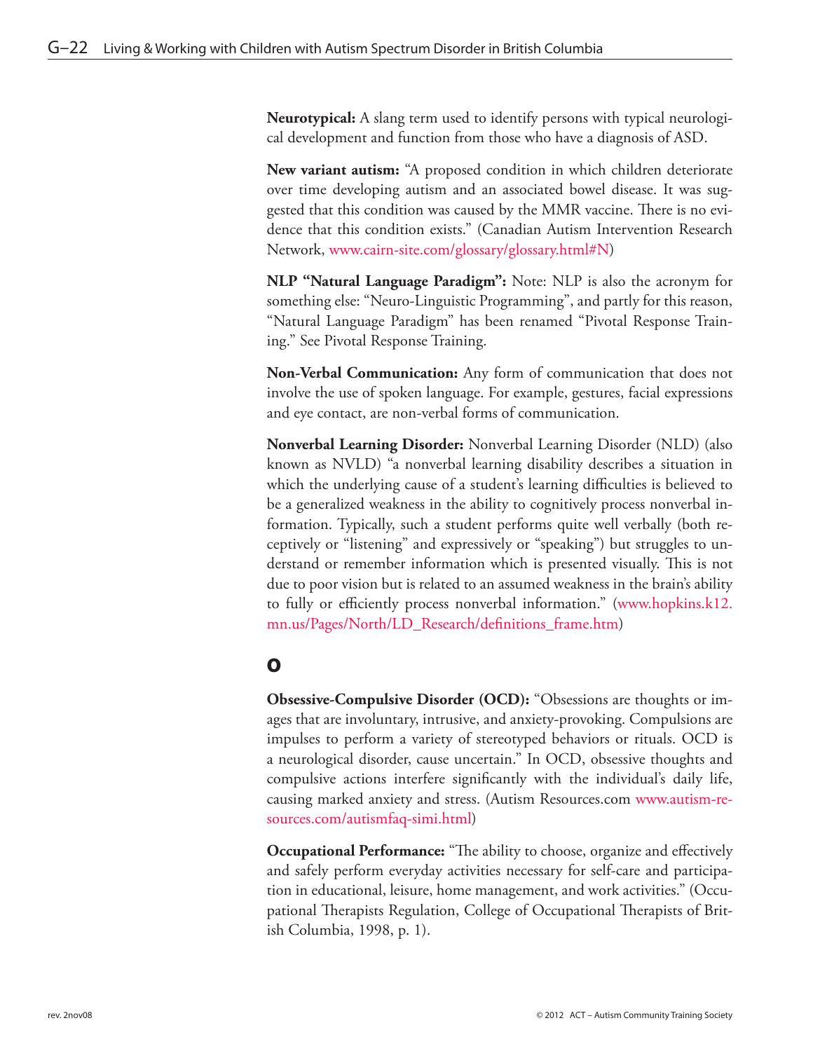**Neurotypical:** A slang term used to identify persons with typical neurological development and function from those who have a diagnosis of ASD.

**New variant autism:** "A proposed condition in which children deteriorate over time developing autism and an associated bowel disease. It was suggested that this condition was caused by the MMR vaccine. There is no evidence that this condition exists." (Canadian Autism Intervention Research Network, www.cairn-site.com/glossary/glossary.html#N)

**NLP "Natural Language Paradigm":** Note: NLP is also the acronym for something else: "Neuro-Linguistic Programming", and partly for this reason, "Natural Language Paradigm" has been renamed "Pivotal Response Training." See Pivotal Response Training.

**Non-Verbal Communication:** Any form of communication that does not involve the use of spoken language. For example, gestures, facial expressions and eye contact, are non-verbal forms of communication.

**Nonverbal Learning Disorder:** Nonverbal Learning Disorder (NLD) (also known as NVLD) "a nonverbal learning disability describes a situation in which the underlying cause of a student's learning difficulties is believed to be a generalized weakness in the ability to cognitively process nonverbal information. Typically, such a student performs quite well verbally (both receptively or "listening" and expressively or "speaking") but struggles to understand or remember information which is presented visually. This is not due to poor vision but is related to an assumed weakness in the brain's ability to fully or efficiently process nonverbal information." (www.hopkins.k12.mn.us/Pages/North/LD_Research/definitions_frame.htm)

## O

**Obsessive-Compulsive Disorder (OCD):** "Obsessions are thoughts or images that are involuntary, intrusive, and anxiety-provoking. Compulsions are impulses to perform a variety of stereotyped behaviors or rituals. OCD is a neurological disorder, cause uncertain." In OCD, obsessive thoughts and compulsive actions interfere significantly with the individual's daily life, causing marked anxiety and stress. (Autism Resources.com www.autism-resources.com/autismfaq-simi.html)

**Occupational Performance:** "The ability to choose, organize and effectively and safely perform everyday activities necessary for self-care and participation in educational, leisure, home management, and work activities." (Occupational Therapists Regulation, College of Occupational Therapists of British Columbia, 1998, p. 1).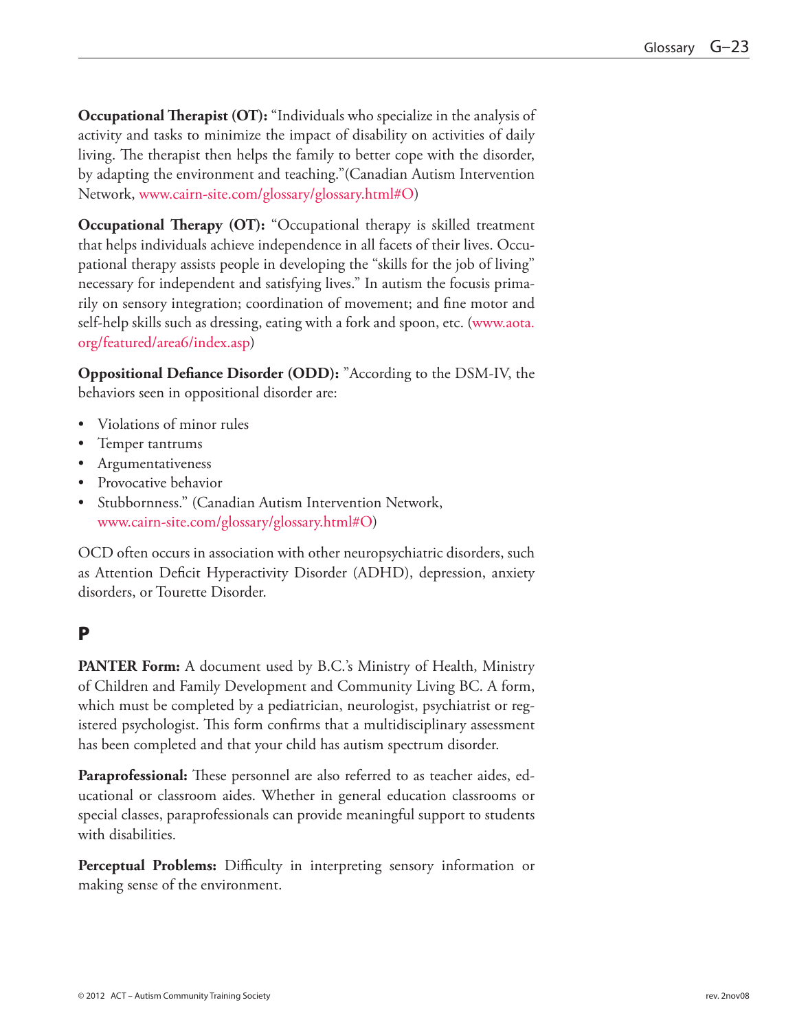**Occupational Therapist (OT):** "Individuals who specialize in the analysis of activity and tasks to minimize the impact of disability on activities of daily living. The therapist then helps the family to better cope with the disorder, by adapting the environment and teaching."(Canadian Autism Intervention Network, www.cairn-site.com/glossary/glossary.html#O)

**Occupational Therapy (OT):** "Occupational therapy is skilled treatment that helps individuals achieve independence in all facets of their lives. Occupational therapy assists people in developing the "skills for the job of living" necessary for independent and satisfying lives." In autism the focusis primarily on sensory integration; coordination of movement; and fine motor and self-help skills such as dressing, eating with a fork and spoon, etc. (www.aota.org/featured/area6/index.asp)

**Oppositional Defiance Disorder (ODD):** "According to the DSM-IV, the behaviors seen in oppositional disorder are:

- Violations of minor rules
- Temper tantrums
- Argumentativeness
- Provocative behavior
- Stubbornness." (Canadian Autism Intervention Network, www.cairn-site.com/glossary/glossary.html#O)

OCD often occurs in association with other neuropsychiatric disorders, such as Attention Deficit Hyperactivity Disorder (ADHD), depression, anxiety disorders, or Tourette Disorder.

## P

**PANTER Form:** A document used by B.C.'s Ministry of Health, Ministry of Children and Family Development and Community Living BC. A form, which must be completed by a pediatrician, neurologist, psychiatrist or registered psychologist. This form confirms that a multidisciplinary assessment has been completed and that your child has autism spectrum disorder.

**Paraprofessional:** These personnel are also referred to as teacher aides, educational or classroom aides. Whether in general education classrooms or special classes, paraprofessionals can provide meaningful support to students with disabilities.

**Perceptual Problems:** Difficulty in interpreting sensory information or making sense of the environment.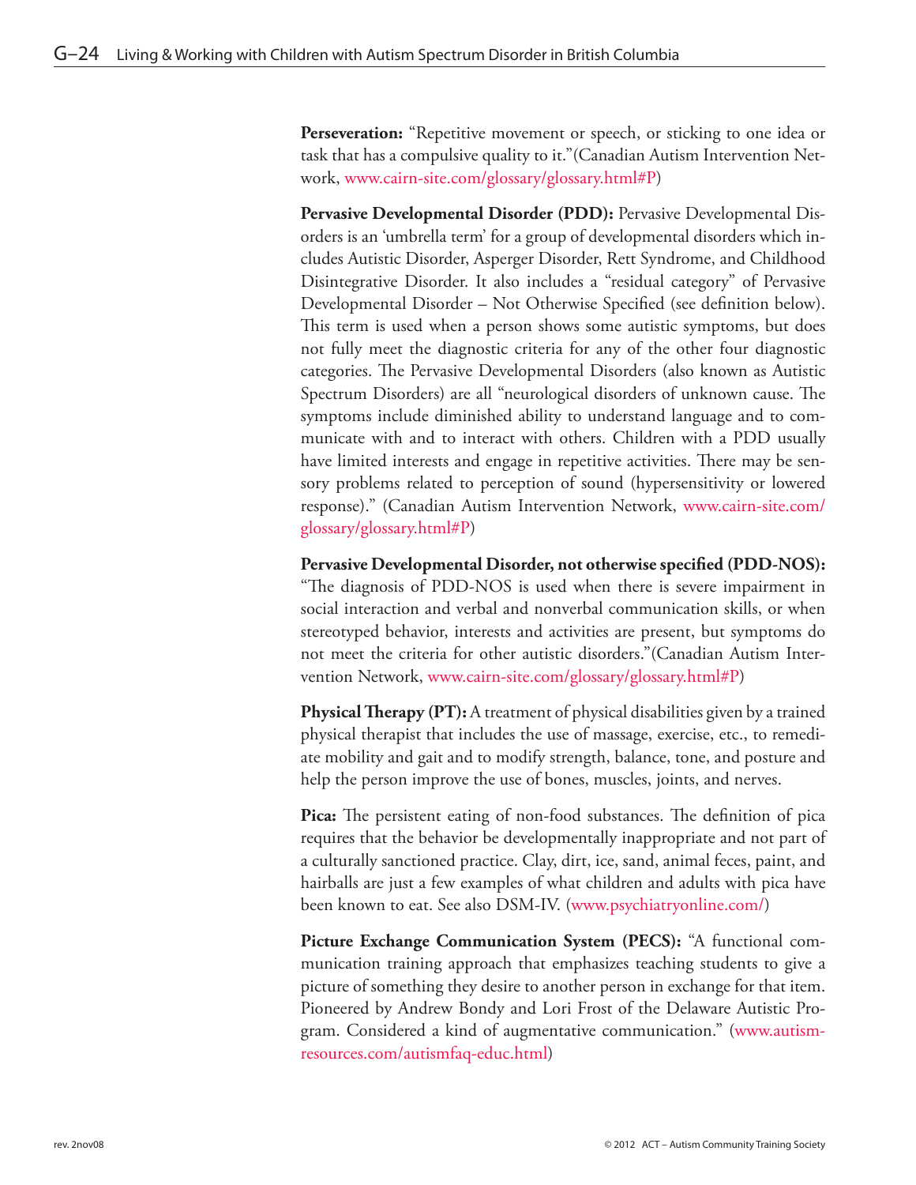**Perseveration:** "Repetitive movement or speech, or sticking to one idea or task that has a compulsive quality to it."(Canadian Autism Intervention Network, www.cairn-site.com/glossary/glossary.html#P)

**Pervasive Developmental Disorder (PDD):** Pervasive Developmental Disorders is an 'umbrella term' for a group of developmental disorders which includes Autistic Disorder, Asperger Disorder, Rett Syndrome, and Childhood Disintegrative Disorder. It also includes a "residual category" of Pervasive Developmental Disorder – Not Otherwise Specified (see definition below). This term is used when a person shows some autistic symptoms, but does not fully meet the diagnostic criteria for any of the other four diagnostic categories. The Pervasive Developmental Disorders (also known as Autistic Spectrum Disorders) are all "neurological disorders of unknown cause. The symptoms include diminished ability to understand language and to communicate with and to interact with others. Children with a PDD usually have limited interests and engage in repetitive activities. There may be sensory problems related to perception of sound (hypersensitivity or lowered response)." (Canadian Autism Intervention Network, www.cairn-site.com/glossary/glossary.html#P)

**Pervasive Developmental Disorder, not otherwise specified (PDD-NOS):** "The diagnosis of PDD-NOS is used when there is severe impairment in social interaction and verbal and nonverbal communication skills, or when stereotyped behavior, interests and activities are present, but symptoms do not meet the criteria for other autistic disorders."(Canadian Autism Intervention Network, www.cairn-site.com/glossary/glossary.html#P)

**Physical Therapy (PT):** A treatment of physical disabilities given by a trained physical therapist that includes the use of massage, exercise, etc., to remediate mobility and gait and to modify strength, balance, tone, and posture and help the person improve the use of bones, muscles, joints, and nerves.

**Pica:** The persistent eating of non-food substances. The definition of pica requires that the behavior be developmentally inappropriate and not part of a culturally sanctioned practice. Clay, dirt, ice, sand, animal feces, paint, and hairballs are just a few examples of what children and adults with pica have been known to eat. See also DSM-IV. (www.psychiatryonline.com/)

**Picture Exchange Communication System (PECS):** "A functional communication training approach that emphasizes teaching students to give a picture of something they desire to another person in exchange for that item. Pioneered by Andrew Bondy and Lori Frost of the Delaware Autistic Program. Considered a kind of augmentative communication." (www.autism-resources.com/autismfaq-educ.html)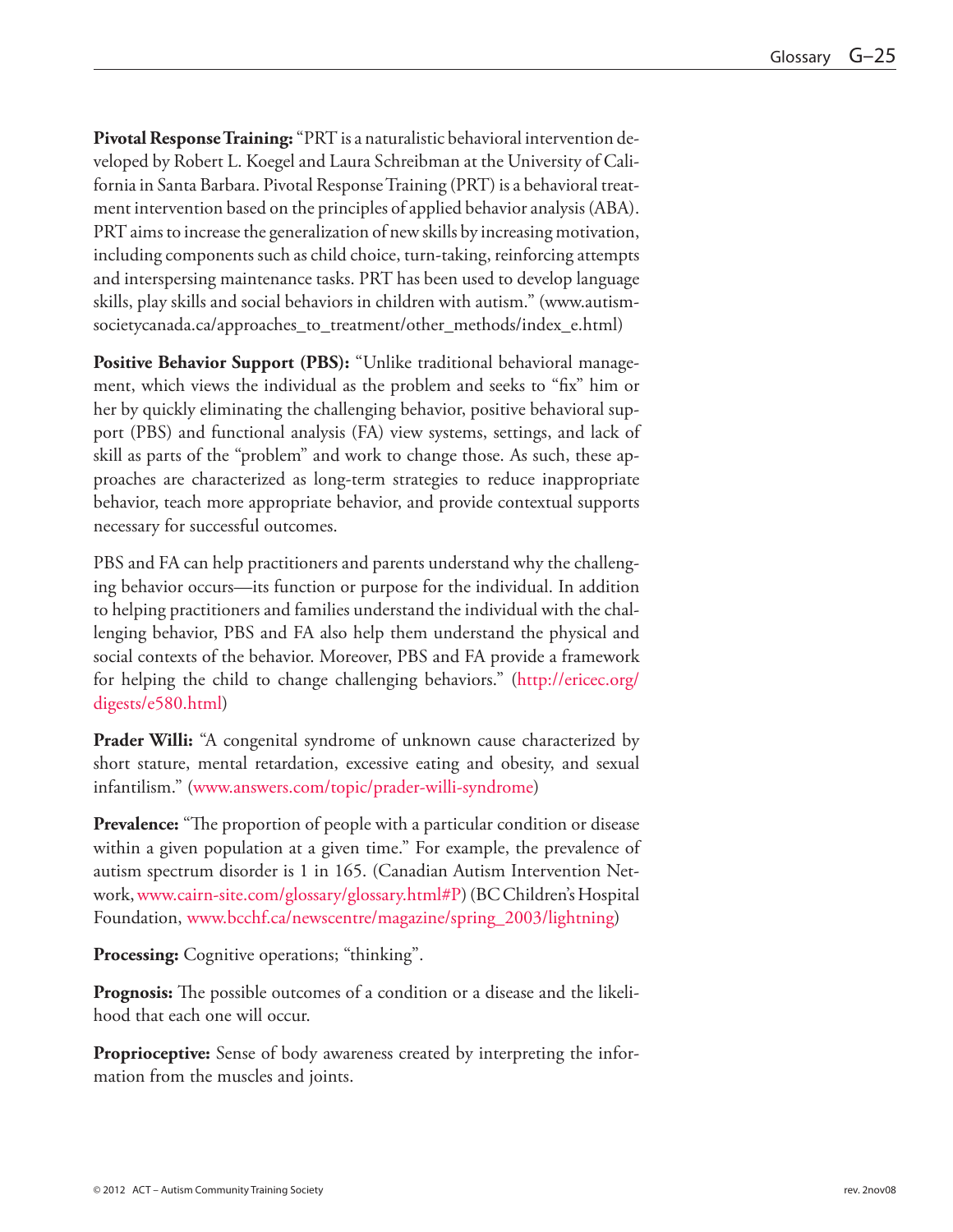**Pivotal Response Training:** "PRT is a naturalistic behavioral intervention developed by Robert L. Koegel and Laura Schreibman at the University of California in Santa Barbara. Pivotal Response Training (PRT) is a behavioral treatment intervention based on the principles of applied behavior analysis (ABA). PRT aims to increase the generalization of new skills by increasing motivation, including components such as child choice, turn-taking, reinforcing attempts and interspersing maintenance tasks. PRT has been used to develop language skills, play skills and social behaviors in children with autism." (www.autismsocietycanada.ca/approaches_to_treatment/other_methods/index_e.html)

**Positive Behavior Support (PBS):** "Unlike traditional behavioral management, which views the individual as the problem and seeks to "fix" him or her by quickly eliminating the challenging behavior, positive behavioral support (PBS) and functional analysis (FA) view systems, settings, and lack of skill as parts of the "problem" and work to change those. As such, these approaches are characterized as long-term strategies to reduce inappropriate behavior, teach more appropriate behavior, and provide contextual supports necessary for successful outcomes.

PBS and FA can help practitioners and parents understand why the challenging behavior occurs—its function or purpose for the individual. In addition to helping practitioners and families understand the individual with the challenging behavior, PBS and FA also help them understand the physical and social contexts of the behavior. Moreover, PBS and FA provide a framework for helping the child to change challenging behaviors." (http://ericec.org/digests/e580.html)

**Prader Willi:** "A congenital syndrome of unknown cause characterized by short stature, mental retardation, excessive eating and obesity, and sexual infantilism." (www.answers.com/topic/prader-willi-syndrome)

**Prevalence:** "The proportion of people with a particular condition or disease within a given population at a given time." For example, the prevalence of autism spectrum disorder is 1 in 165. (Canadian Autism Intervention Network, www.cairn-site.com/glossary/glossary.html#P) (BC Children's Hospital Foundation, www.bcchf.ca/newscentre/magazine/spring_2003/lightning)

**Processing:** Cognitive operations; "thinking".

**Prognosis:** The possible outcomes of a condition or a disease and the likelihood that each one will occur.

**Proprioceptive:** Sense of body awareness created by interpreting the information from the muscles and joints.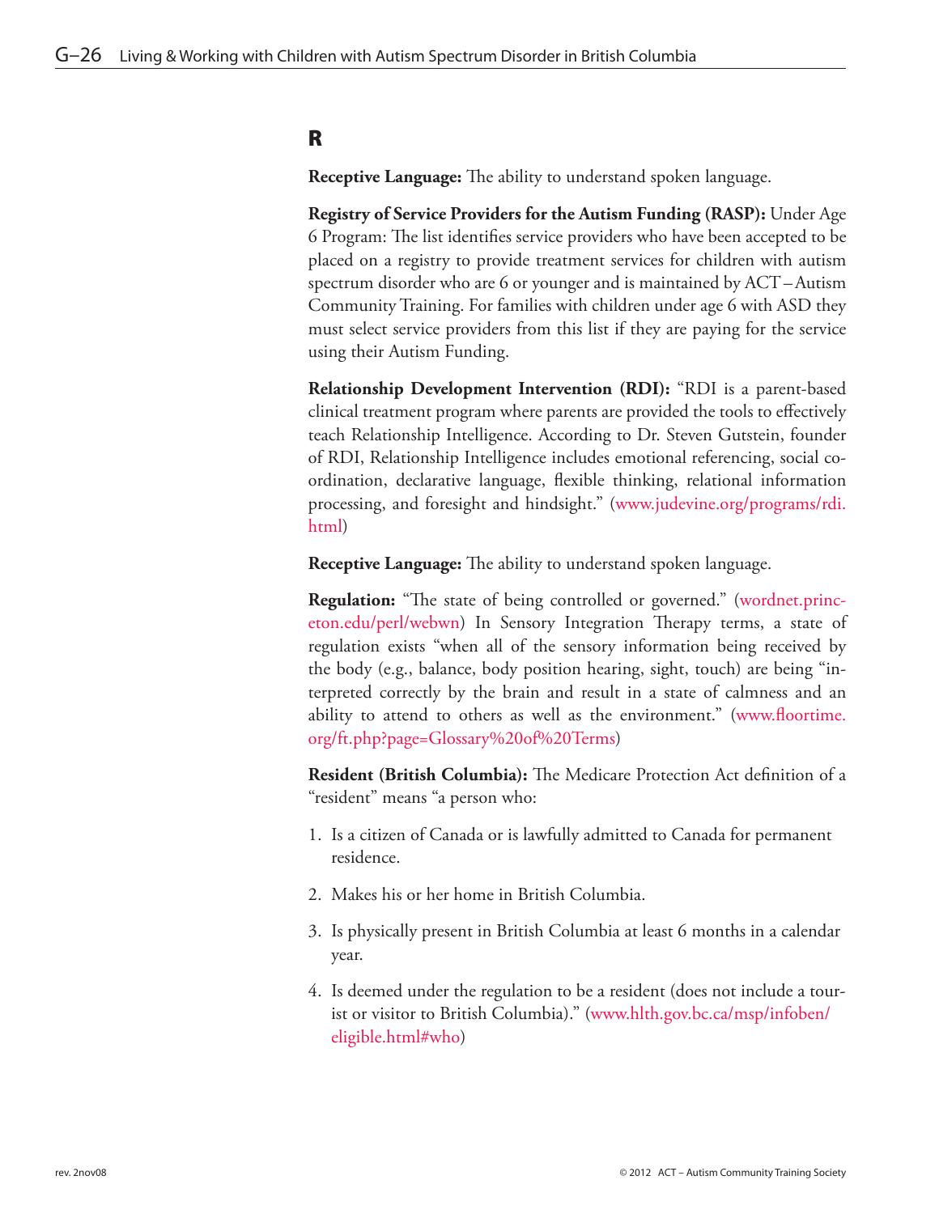## R

**Receptive Language:** The ability to understand spoken language.

**Registry of Service Providers for the Autism Funding (RASP):** Under Age 6 Program: The list identifies service providers who have been accepted to be placed on a registry to provide treatment services for children with autism spectrum disorder who are 6 or younger and is maintained by ACT – Autism Community Training. For families with children under age 6 with ASD they must select service providers from this list if they are paying for the service using their Autism Funding.

**Relationship Development Intervention (RDI):** "RDI is a parent-based clinical treatment program where parents are provided the tools to effectively teach Relationship Intelligence. According to Dr. Steven Gutstein, founder of RDI, Relationship Intelligence includes emotional referencing, social co-ordination, declarative language, flexible thinking, relational information processing, and foresight and hindsight." (www.judevine.org/programs/rdi.html)

**Receptive Language:** The ability to understand spoken language.

**Regulation:** "The state of being controlled or governed." (wordnet.princeton.edu/perl/webwn) In Sensory Integration Therapy terms, a state of regulation exists "when all of the sensory information being received by the body (e.g., balance, body position hearing, sight, touch) are being "interpreted correctly by the brain and result in a state of calmness and an ability to attend to others as well as the environment." (www.floortime.org/ft.php?page=Glossary%20of%20Terms)

**Resident (British Columbia):** The Medicare Protection Act definition of a "resident" means "a person who:

1. Is a citizen of Canada or is lawfully admitted to Canada for permanent residence.
2. Makes his or her home in British Columbia.
3. Is physically present in British Columbia at least 6 months in a calendar year.
4. Is deemed under the regulation to be a resident (does not include a tourist or visitor to British Columbia)." (www.hlth.gov.bc.ca/msp/infoben/eligible.html#who)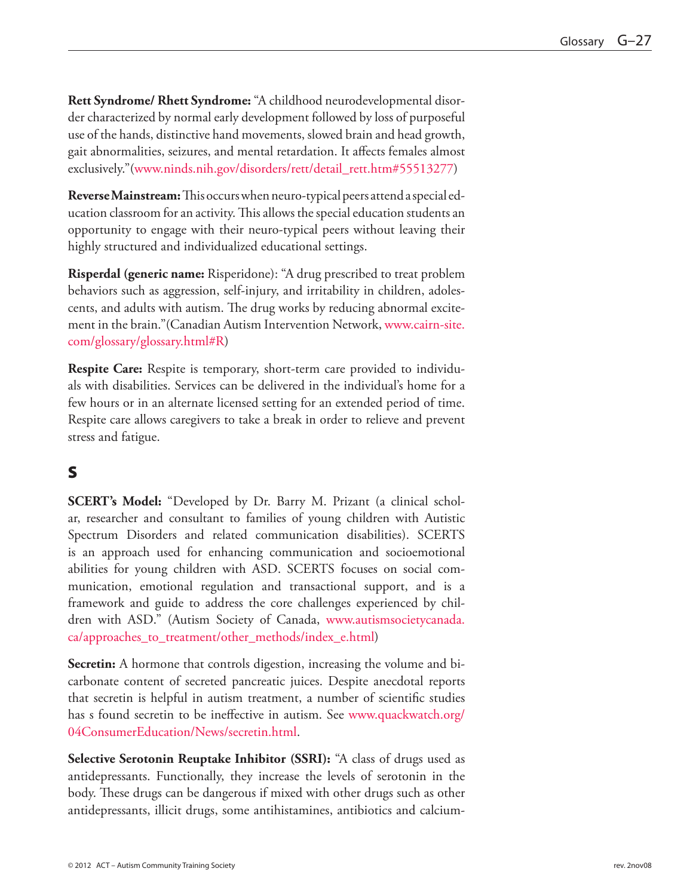**Rett Syndrome/ Rhett Syndrome:** "A childhood neurodevelopmental disorder characterized by normal early development followed by loss of purposeful use of the hands, distinctive hand movements, slowed brain and head growth, gait abnormalities, seizures, and mental retardation. It affects females almost exclusively."(www.ninds.nih.gov/disorders/rett/detail_rett.htm#55513277)

**Reverse Mainstream:** This occurs when neuro-typical peers attend a special education classroom for an activity. This allows the special education students an opportunity to engage with their neuro-typical peers without leaving their highly structured and individualized educational settings.

**Risperdal (generic name:** Risperidone): "A drug prescribed to treat problem behaviors such as aggression, self-injury, and irritability in children, adolescents, and adults with autism. The drug works by reducing abnormal excitement in the brain."(Canadian Autism Intervention Network, www.cairn-site.com/glossary/glossary.html#R)

**Respite Care:** Respite is temporary, short-term care provided to individuals with disabilities. Services can be delivered in the individual's home for a few hours or in an alternate licensed setting for an extended period of time. Respite care allows caregivers to take a break in order to relieve and prevent stress and fatigue.

## S

**SCERT's Model:** "Developed by Dr. Barry M. Prizant (a clinical scholar, researcher and consultant to families of young children with Autistic Spectrum Disorders and related communication disabilities). SCERTS is an approach used for enhancing communication and socioemotional abilities for young children with ASD. SCERTS focuses on social communication, emotional regulation and transactional support, and is a framework and guide to address the core challenges experienced by children with ASD." (Autism Society of Canada, www.autismsocietycanada.ca/approaches_to_treatment/other_methods/index_e.html)

**Secretin:** A hormone that controls digestion, increasing the volume and bicarbonate content of secreted pancreatic juices. Despite anecdotal reports that secretin is helpful in autism treatment, a number of scientific studies has s found secretin to be ineffective in autism. See www.quackwatch.org/04ConsumerEducation/News/secretin.html.

**Selective Serotonin Reuptake Inhibitor (SSRI):** "A class of drugs used as antidepressants. Functionally, they increase the levels of serotonin in the body. These drugs can be dangerous if mixed with other drugs such as other antidepressants, illicit drugs, some antihistamines, antibiotics and calcium-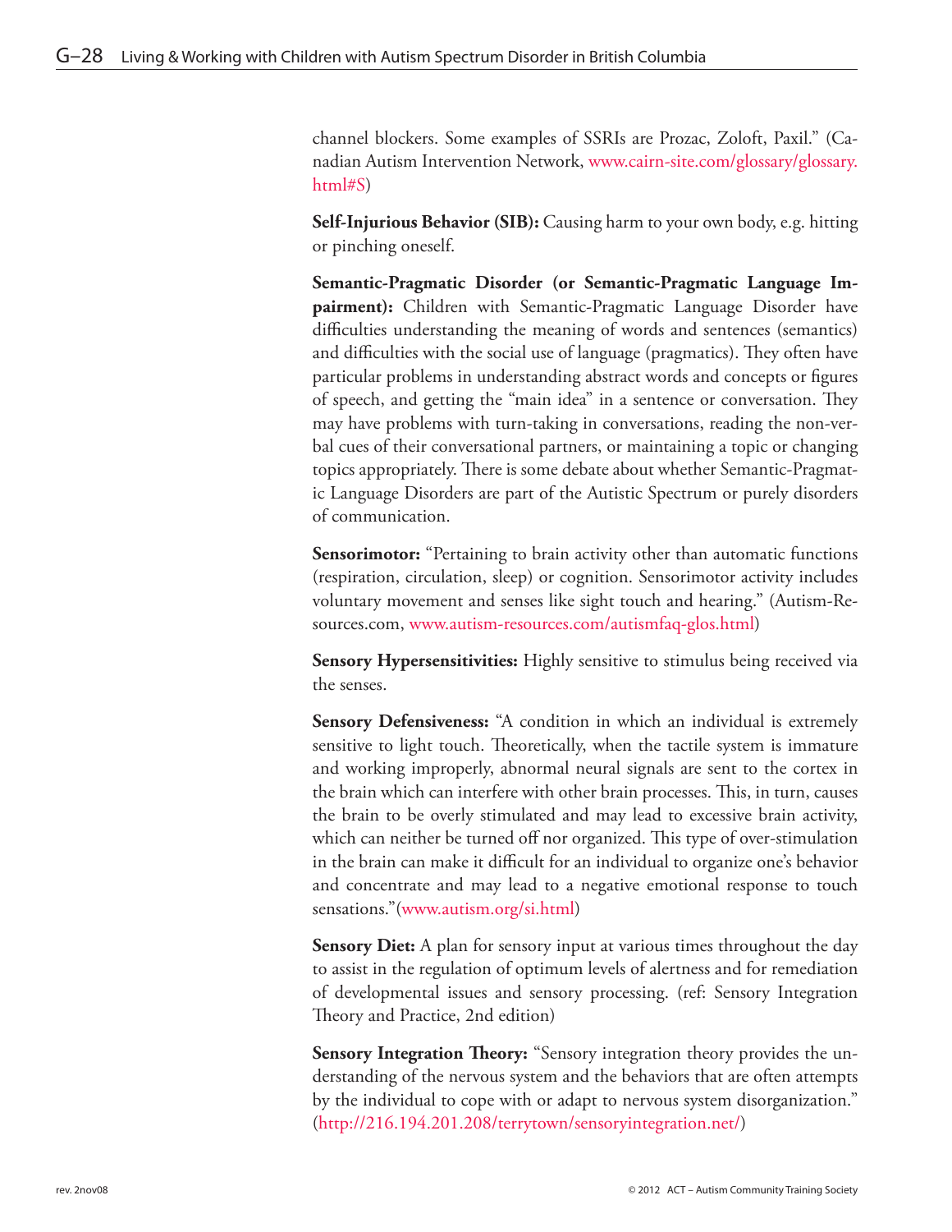channel blockers. Some examples of SSRIs are Prozac, Zoloft, Paxil." (Canadian Autism Intervention Network, www.cairn-site.com/glossary/glossary.html#S)

**Self-Injurious Behavior (SIB):** Causing harm to your own body, e.g. hitting or pinching oneself.

**Semantic-Pragmatic Disorder (or Semantic-Pragmatic Language Impairment):** Children with Semantic-Pragmatic Language Disorder have difficulties understanding the meaning of words and sentences (semantics) and difficulties with the social use of language (pragmatics). They often have particular problems in understanding abstract words and concepts or figures of speech, and getting the "main idea" in a sentence or conversation. They may have problems with turn-taking in conversations, reading the non-verbal cues of their conversational partners, or maintaining a topic or changing topics appropriately. There is some debate about whether Semantic-Pragmatic Language Disorders are part of the Autistic Spectrum or purely disorders of communication.

**Sensorimotor:** "Pertaining to brain activity other than automatic functions (respiration, circulation, sleep) or cognition. Sensorimotor activity includes voluntary movement and senses like sight touch and hearing." (Autism-Resources.com, www.autism-resources.com/autismfaq-glos.html)

**Sensory Hypersensitivities:** Highly sensitive to stimulus being received via the senses.

**Sensory Defensiveness:** "A condition in which an individual is extremely sensitive to light touch. Theoretically, when the tactile system is immature and working improperly, abnormal neural signals are sent to the cortex in the brain which can interfere with other brain processes. This, in turn, causes the brain to be overly stimulated and may lead to excessive brain activity, which can neither be turned off nor organized. This type of over-stimulation in the brain can make it difficult for an individual to organize one's behavior and concentrate and may lead to a negative emotional response to touch sensations."(www.autism.org/si.html)

**Sensory Diet:** A plan for sensory input at various times throughout the day to assist in the regulation of optimum levels of alertness and for remediation of developmental issues and sensory processing. (ref: Sensory Integration Theory and Practice, 2nd edition)

**Sensory Integration Theory:** "Sensory integration theory provides the understanding of the nervous system and the behaviors that are often attempts by the individual to cope with or adapt to nervous system disorganization." (http://216.194.201.208/terrytown/sensoryintegration.net/)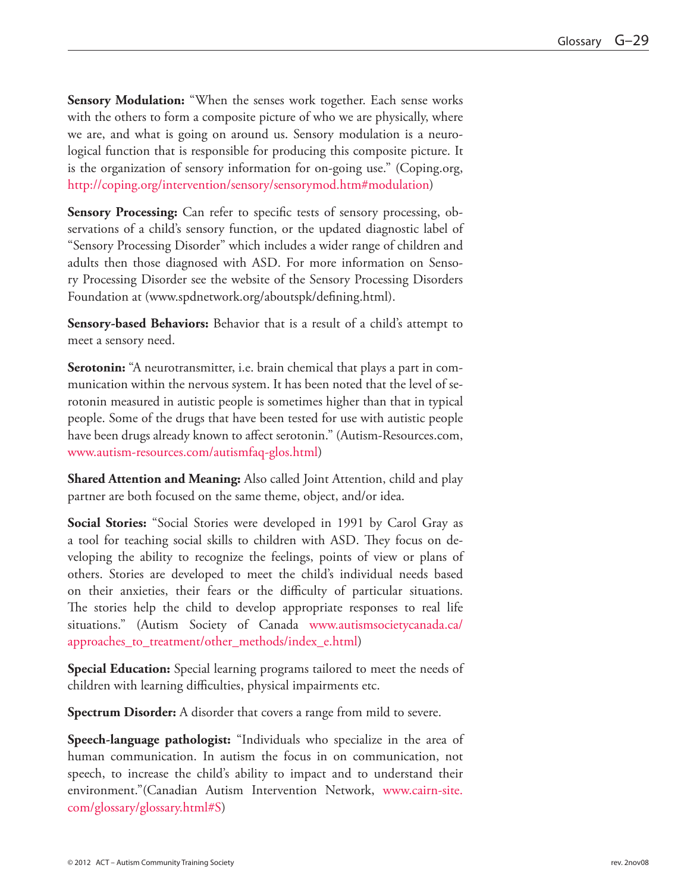**Sensory Modulation:** "When the senses work together. Each sense works with the others to form a composite picture of who we are physically, where we are, and what is going on around us. Sensory modulation is a neurological function that is responsible for producing this composite picture. It is the organization of sensory information for on-going use." (Coping.org, http://coping.org/intervention/sensory/sensorymod.htm#modulation)

**Sensory Processing:** Can refer to specific tests of sensory processing, observations of a child's sensory function, or the updated diagnostic label of "Sensory Processing Disorder" which includes a wider range of children and adults then those diagnosed with ASD. For more information on Sensory Processing Disorder see the website of the Sensory Processing Disorders Foundation at (www.spdnetwork.org/aboutspk/defining.html).

**Sensory-based Behaviors:** Behavior that is a result of a child's attempt to meet a sensory need.

**Serotonin:** "A neurotransmitter, i.e. brain chemical that plays a part in communication within the nervous system. It has been noted that the level of serotonin measured in autistic people is sometimes higher than that in typical people. Some of the drugs that have been tested for use with autistic people have been drugs already known to affect serotonin." (Autism-Resources.com, www.autism-resources.com/autismfaq-glos.html)

**Shared Attention and Meaning:** Also called Joint Attention, child and play partner are both focused on the same theme, object, and/or idea.

**Social Stories:** "Social Stories were developed in 1991 by Carol Gray as a tool for teaching social skills to children with ASD. They focus on developing the ability to recognize the feelings, points of view or plans of others. Stories are developed to meet the child's individual needs based on their anxieties, their fears or the difficulty of particular situations. The stories help the child to develop appropriate responses to real life situations." (Autism Society of Canada www.autismsocietycanada.ca/approaches_to_treatment/other_methods/index_e.html)

**Special Education:** Special learning programs tailored to meet the needs of children with learning difficulties, physical impairments etc.

**Spectrum Disorder:** A disorder that covers a range from mild to severe.

**Speech-language pathologist:** "Individuals who specialize in the area of human communication. In autism the focus in on communication, not speech, to increase the child's ability to impact and to understand their environment."(Canadian Autism Intervention Network, www.cairn-site.com/glossary/glossary.html#S)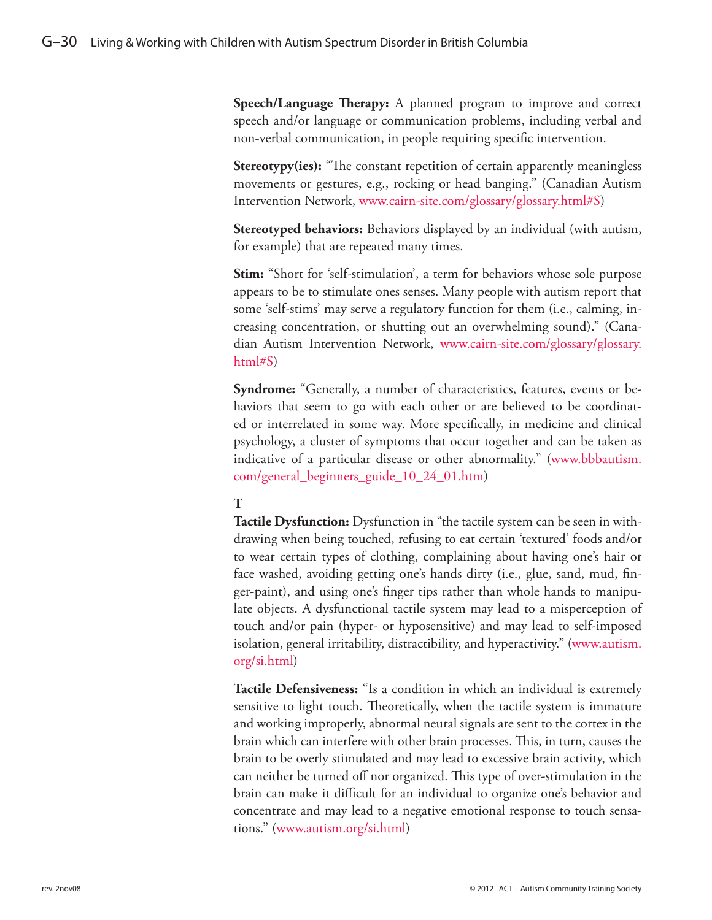**Speech/Language Therapy:** A planned program to improve and correct speech and/or language or communication problems, including verbal and non-verbal communication, in people requiring specific intervention.

**Stereotypy(ies):** "The constant repetition of certain apparently meaningless movements or gestures, e.g., rocking or head banging." (Canadian Autism Intervention Network, www.cairn-site.com/glossary/glossary.html#S)

**Stereotyped behaviors:** Behaviors displayed by an individual (with autism, for example) that are repeated many times.

**Stim:** "Short for 'self-stimulation', a term for behaviors whose sole purpose appears to be to stimulate ones senses. Many people with autism report that some 'self-stims' may serve a regulatory function for them (i.e., calming, increasing concentration, or shutting out an overwhelming sound)." (Canadian Autism Intervention Network, www.cairn-site.com/glossary/glossary.html#S)

**Syndrome:** "Generally, a number of characteristics, features, events or behaviors that seem to go with each other or are believed to be coordinated or interrelated in some way. More specifically, in medicine and clinical psychology, a cluster of symptoms that occur together and can be taken as indicative of a particular disease or other abnormality." (www.bbbautism.com/general_beginners_guide_10_24_01.htm)

**T**

**Tactile Dysfunction:** Dysfunction in "the tactile system can be seen in withdrawing when being touched, refusing to eat certain 'textured' foods and/or to wear certain types of clothing, complaining about having one's hair or face washed, avoiding getting one's hands dirty (i.e., glue, sand, mud, finger-paint), and using one's finger tips rather than whole hands to manipulate objects. A dysfunctional tactile system may lead to a misperception of touch and/or pain (hyper- or hyposensitive) and may lead to self-imposed isolation, general irritability, distractibility, and hyperactivity." (www.autism.org/si.html)

**Tactile Defensiveness:** "Is a condition in which an individual is extremely sensitive to light touch. Theoretically, when the tactile system is immature and working improperly, abnormal neural signals are sent to the cortex in the brain which can interfere with other brain processes. This, in turn, causes the brain to be overly stimulated and may lead to excessive brain activity, which can neither be turned off nor organized. This type of over-stimulation in the brain can make it difficult for an individual to organize one's behavior and concentrate and may lead to a negative emotional response to touch sensations." (www.autism.org/si.html)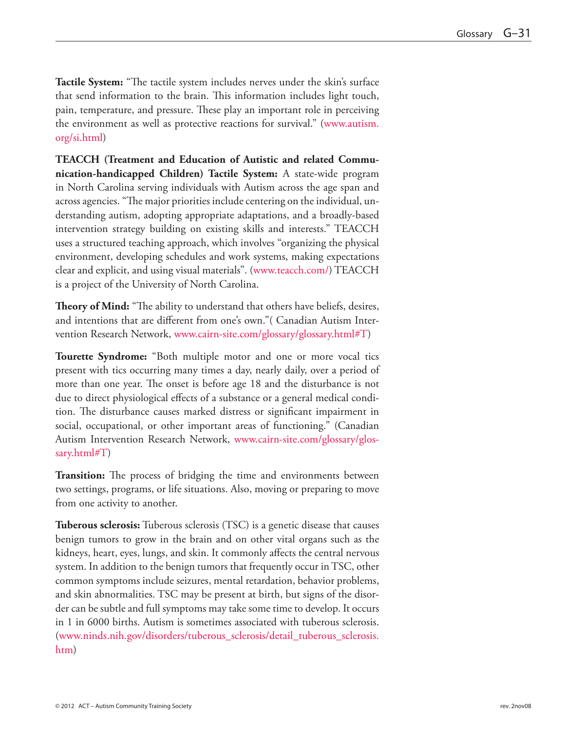**Tactile System:** "The tactile system includes nerves under the skin's surface that send information to the brain. This information includes light touch, pain, temperature, and pressure. These play an important role in perceiving the environment as well as protective reactions for survival." (www.autism.org/si.html)

**TEACCH (Treatment and Education of Autistic and related Communication-handicapped Children) Tactile System:** A state-wide program in North Carolina serving individuals with Autism across the age span and across agencies. "The major priorities include centering on the individual, understanding autism, adopting appropriate adaptations, and a broadly-based intervention strategy building on existing skills and interests." TEACCH uses a structured teaching approach, which involves "organizing the physical environment, developing schedules and work systems, making expectations clear and explicit, and using visual materials". (www.teacch.com/) TEACCH is a project of the University of North Carolina.

**Theory of Mind:** "The ability to understand that others have beliefs, desires, and intentions that are different from one's own."( Canadian Autism Intervention Research Network, www.cairn-site.com/glossary/glossary.html#T)

**Tourette Syndrome:** "Both multiple motor and one or more vocal tics present with tics occurring many times a day, nearly daily, over a period of more than one year. The onset is before age 18 and the disturbance is not due to direct physiological effects of a substance or a general medical condition. The disturbance causes marked distress or significant impairment in social, occupational, or other important areas of functioning." (Canadian Autism Intervention Research Network, www.cairn-site.com/glossary/glossary.html#T)

**Transition:** The process of bridging the time and environments between two settings, programs, or life situations. Also, moving or preparing to move from one activity to another.

**Tuberous sclerosis:** Tuberous sclerosis (TSC) is a genetic disease that causes benign tumors to grow in the brain and on other vital organs such as the kidneys, heart, eyes, lungs, and skin. It commonly affects the central nervous system. In addition to the benign tumors that frequently occur in TSC, other common symptoms include seizures, mental retardation, behavior problems, and skin abnormalities. TSC may be present at birth, but signs of the disorder can be subtle and full symptoms may take some time to develop. It occurs in 1 in 6000 births. Autism is sometimes associated with tuberous sclerosis. (www.ninds.nih.gov/disorders/tuberous_sclerosis/detail_tuberous_sclerosis.htm)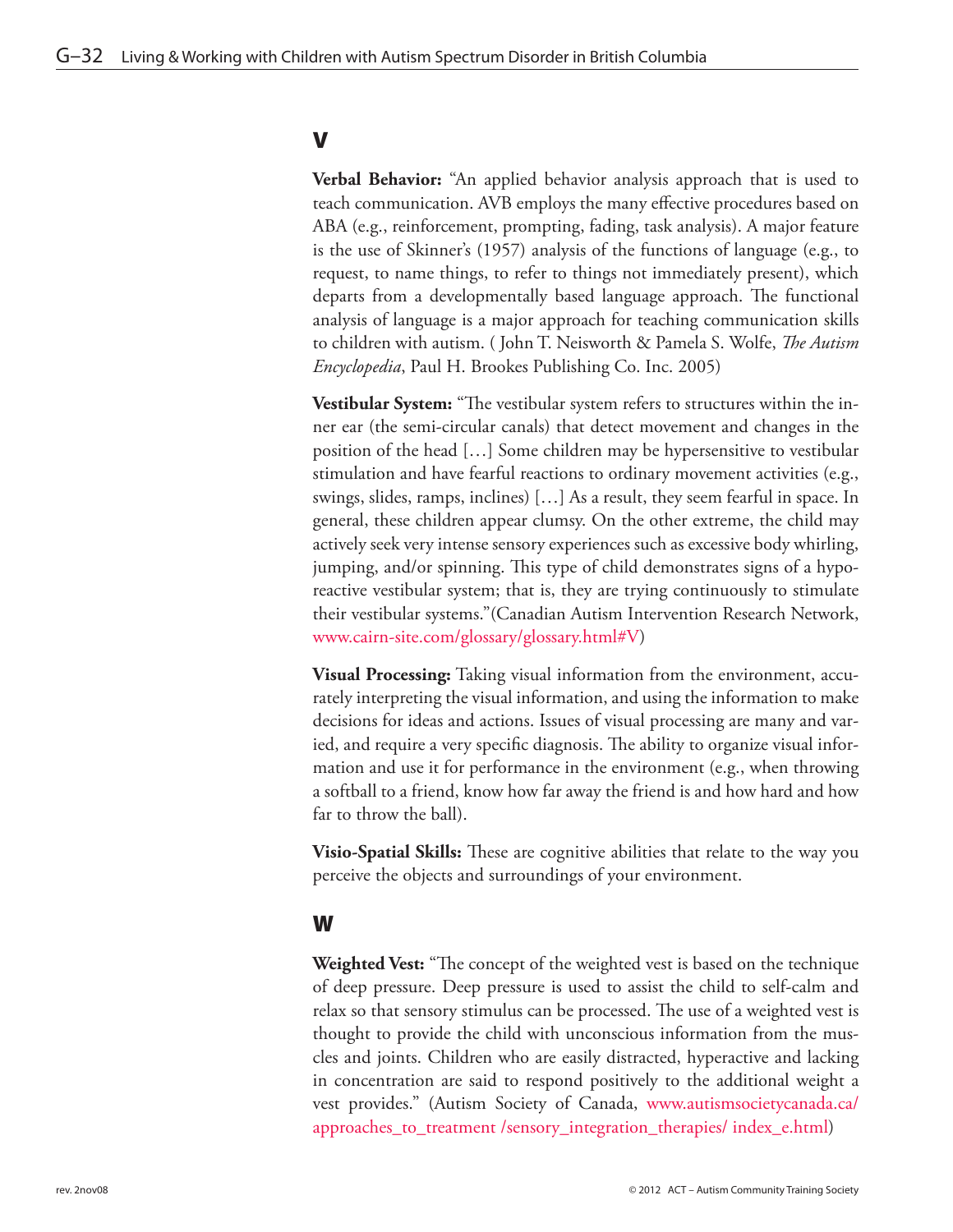## V

**Verbal Behavior:** "An applied behavior analysis approach that is used to teach communication. AVB employs the many effective procedures based on ABA (e.g., reinforcement, prompting, fading, task analysis). A major feature is the use of Skinner's (1957) analysis of the functions of language (e.g., to request, to name things, to refer to things not immediately present), which departs from a developmentally based language approach. The functional analysis of language is a major approach for teaching communication skills to children with autism. ( John T. Neisworth & Pamela S. Wolfe, *The Autism Encyclopedia*, Paul H. Brookes Publishing Co. Inc. 2005)

**Vestibular System:** "The vestibular system refers to structures within the inner ear (the semi-circular canals) that detect movement and changes in the position of the head […] Some children may be hypersensitive to vestibular stimulation and have fearful reactions to ordinary movement activities (e.g., swings, slides, ramps, inclines) […] As a result, they seem fearful in space. In general, these children appear clumsy. On the other extreme, the child may actively seek very intense sensory experiences such as excessive body whirling, jumping, and/or spinning. This type of child demonstrates signs of a hyporeactive vestibular system; that is, they are trying continuously to stimulate their vestibular systems."(Canadian Autism Intervention Research Network, www.cairn-site.com/glossary/glossary.html#V)

**Visual Processing:** Taking visual information from the environment, accurately interpreting the visual information, and using the information to make decisions for ideas and actions. Issues of visual processing are many and varied, and require a very specific diagnosis. The ability to organize visual information and use it for performance in the environment (e.g., when throwing a softball to a friend, know how far away the friend is and how hard and how far to throw the ball).

**Visio-Spatial Skills:** These are cognitive abilities that relate to the way you perceive the objects and surroundings of your environment.

## W

**Weighted Vest:** "The concept of the weighted vest is based on the technique of deep pressure. Deep pressure is used to assist the child to self-calm and relax so that sensory stimulus can be processed. The use of a weighted vest is thought to provide the child with unconscious information from the muscles and joints. Children who are easily distracted, hyperactive and lacking in concentration are said to respond positively to the additional weight a vest provides." (Autism Society of Canada, www.autismsocietycanada.ca/approaches_to_treatment /sensory_integration_therapies/ index_e.html)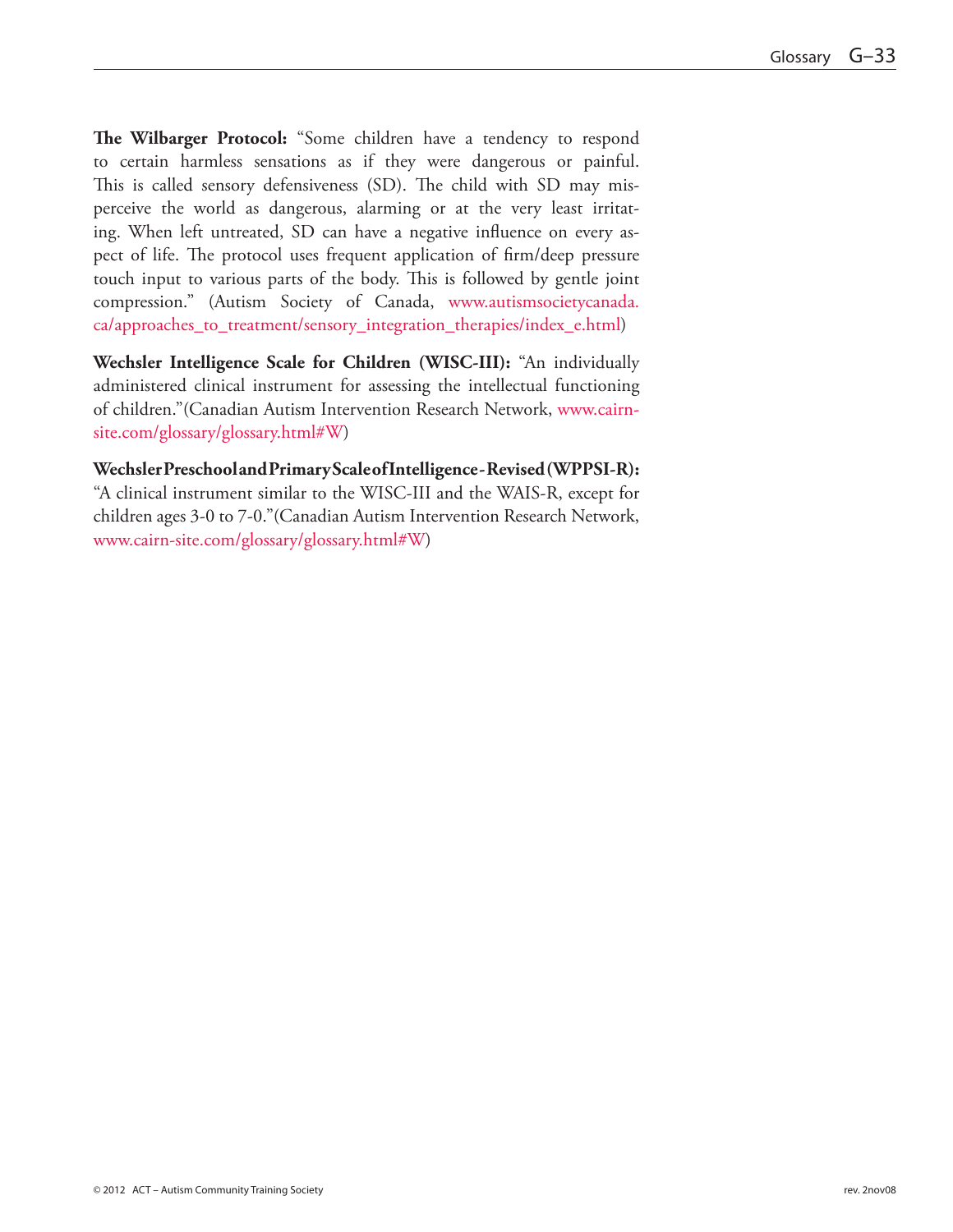**The Wilbarger Protocol:** "Some children have a tendency to respond to certain harmless sensations as if they were dangerous or painful. This is called sensory defensiveness (SD). The child with SD may misperceive the world as dangerous, alarming or at the very least irritating. When left untreated, SD can have a negative influence on every aspect of life. The protocol uses frequent application of firm/deep pressure touch input to various parts of the body. This is followed by gentle joint compression." (Autism Society of Canada, www.autismsocietycanada.ca/approaches_to_treatment/sensory_integration_therapies/index_e.html)

**Wechsler Intelligence Scale for Children (WISC-III):** "An individually administered clinical instrument for assessing the intellectual functioning of children."(Canadian Autism Intervention Research Network, www.cairn-site.com/glossary/glossary.html#W)

**Wechsler Preschool and Primary Scale of Intelligence - Revised (WPPSI-R):** "A clinical instrument similar to the WISC-III and the WAIS-R, except for children ages 3-0 to 7-0."(Canadian Autism Intervention Research Network, www.cairn-site.com/glossary/glossary.html#W)